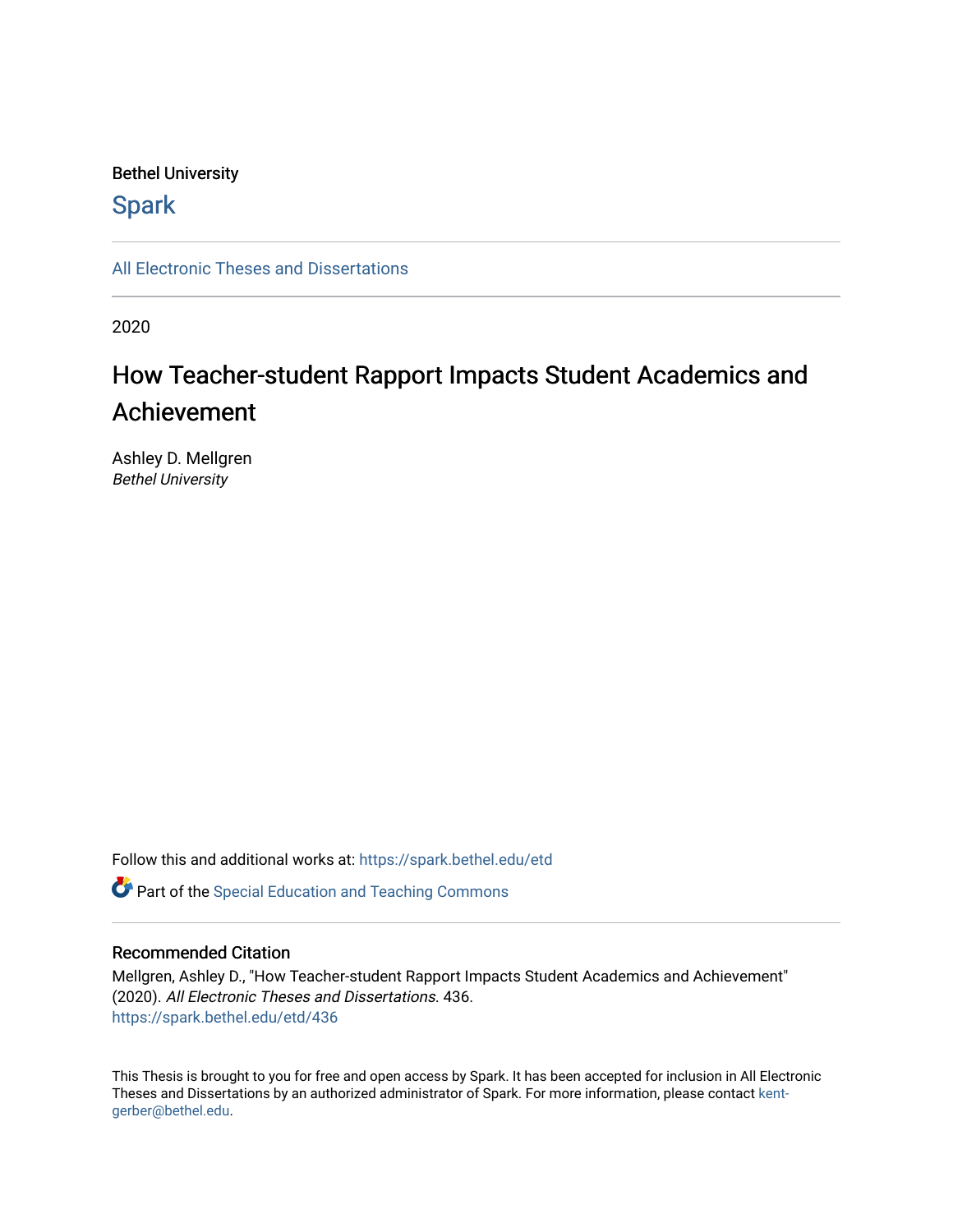Bethel University

## Spark

All Electronic Theses and Dissertations

2020

# How Teacher-student Rapport Impacts Student Academics and Achievement

Ashley D. Mellgren
*Bethel University*

Follow this and additional works at: https://spark.bethel.edu/etd

Part of the Special Education and Teaching Commons

### Recommended Citation

Mellgren, Ashley D., "How Teacher-student Rapport Impacts Student Academics and Achievement" (2020). *All Electronic Theses and Dissertations*. 436.
https://spark.bethel.edu/etd/436

This Thesis is brought to you for free and open access by Spark. It has been accepted for inclusion in All Electronic Theses and Dissertations by an authorized administrator of Spark. For more information, please contact kent-gerber@bethel.edu.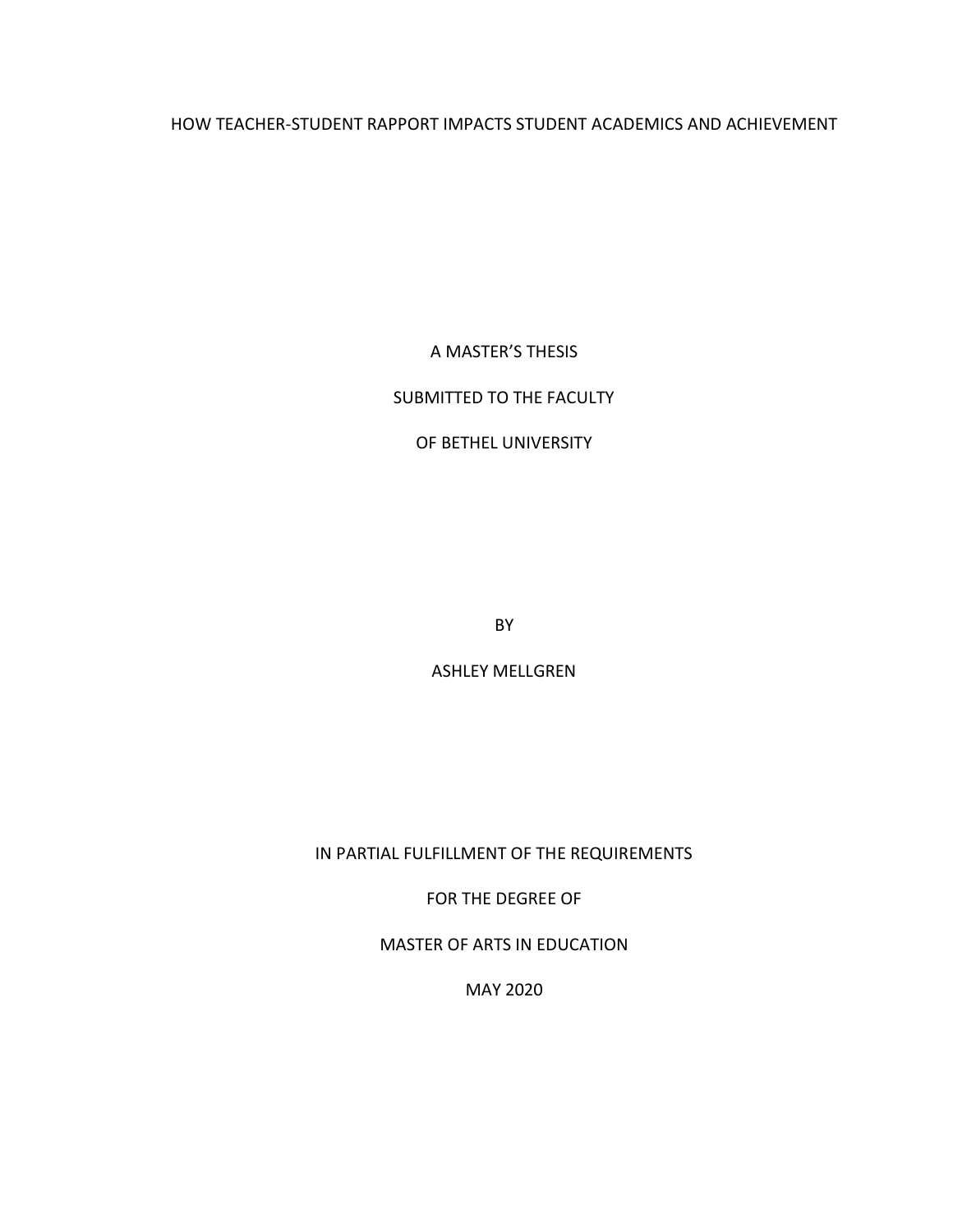HOW TEACHER-STUDENT RAPPORT IMPACTS STUDENT ACADEMICS AND ACHIEVEMENT

A MASTER'S THESIS

SUBMITTED TO THE FACULTY

OF BETHEL UNIVERSITY

BY

ASHLEY MELLGREN

IN PARTIAL FULFILLMENT OF THE REQUIREMENTS

FOR THE DEGREE OF

MASTER OF ARTS IN EDUCATION

MAY 2020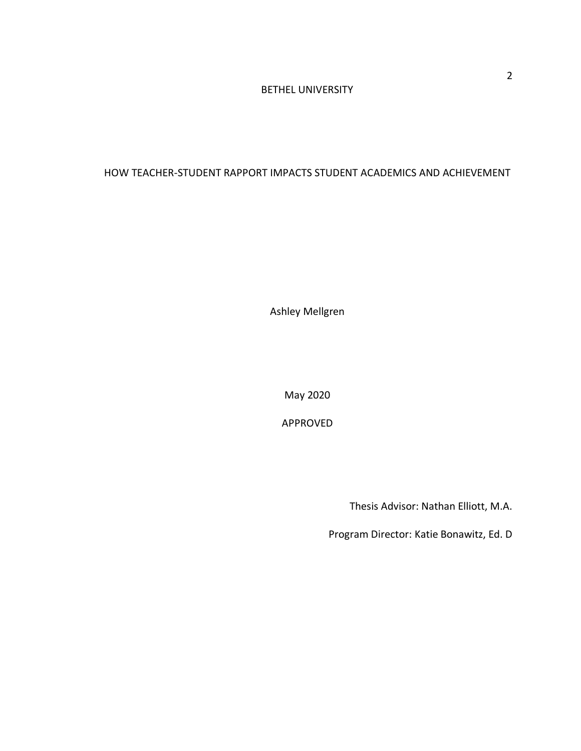BETHEL UNIVERSITY

HOW TEACHER-STUDENT RAPPORT IMPACTS STUDENT ACADEMICS AND ACHIEVEMENT

Ashley Mellgren

May 2020

APPROVED

Thesis Advisor: Nathan Elliott, M.A.

Program Director: Katie Bonawitz, Ed. D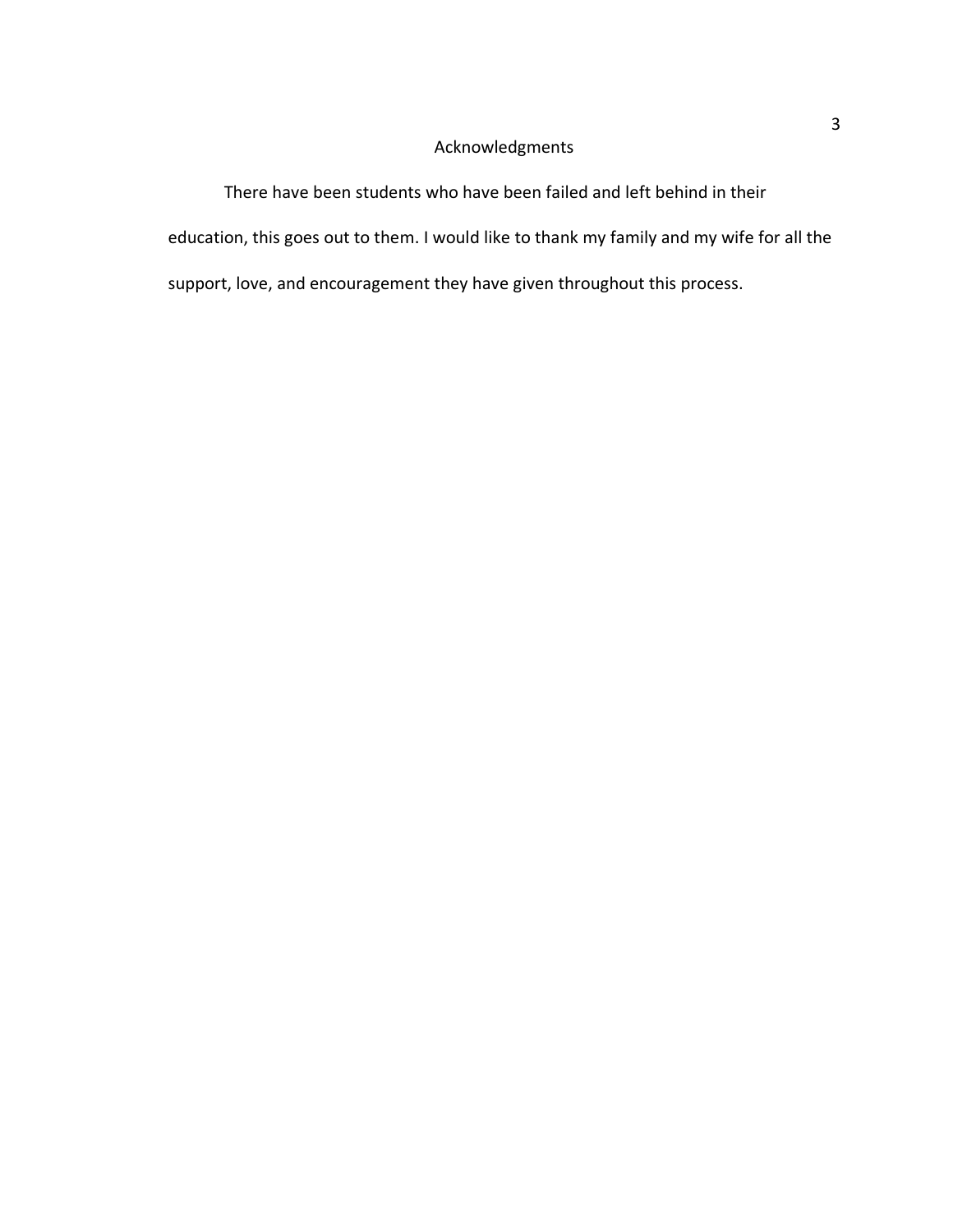# Acknowledgments

There have been students who have been failed and left behind in their education, this goes out to them. I would like to thank my family and my wife for all the support, love, and encouragement they have given throughout this process.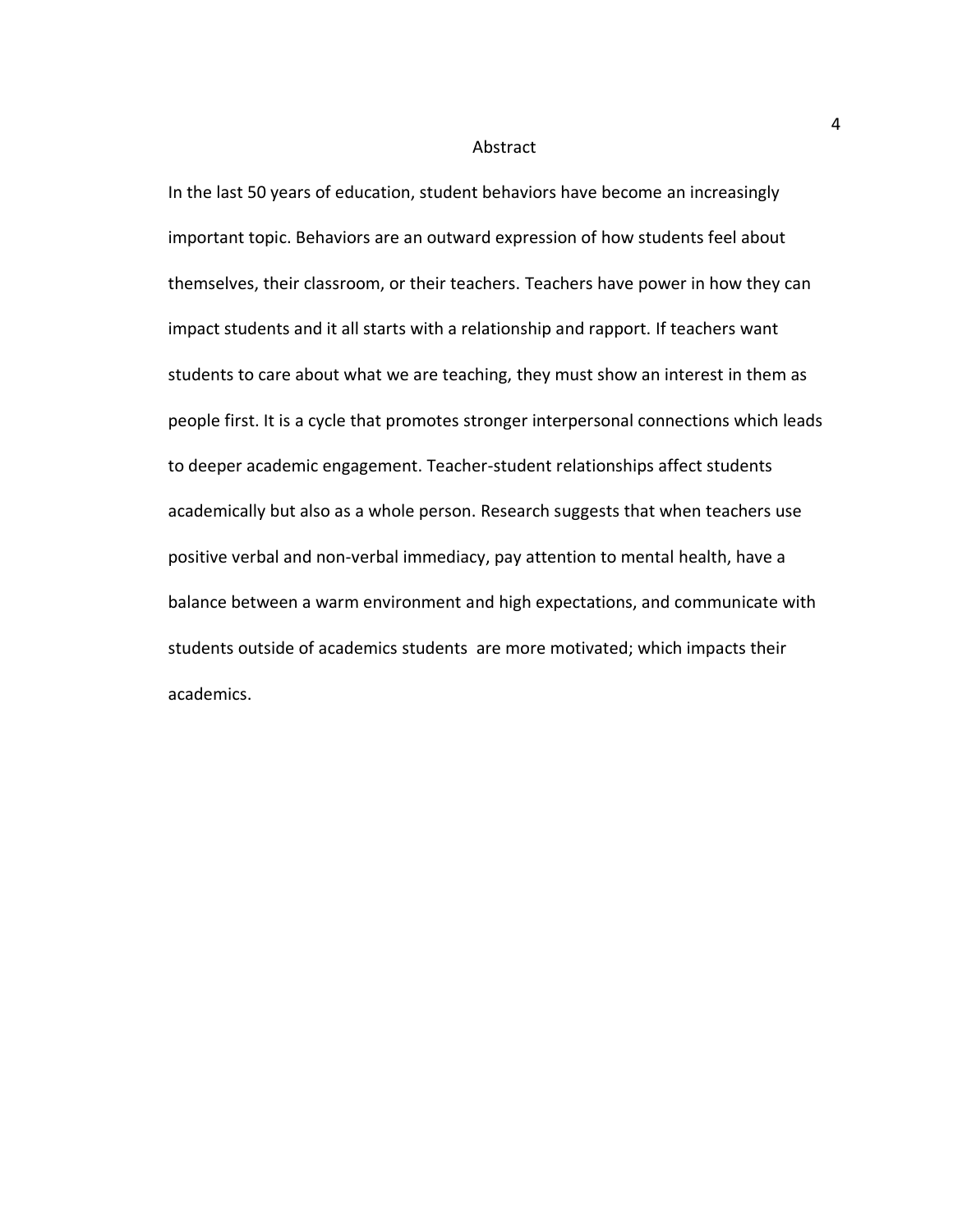# Abstract

In the last 50 years of education, student behaviors have become an increasingly important topic. Behaviors are an outward expression of how students feel about themselves, their classroom, or their teachers. Teachers have power in how they can impact students and it all starts with a relationship and rapport. If teachers want students to care about what we are teaching, they must show an interest in them as people first. It is a cycle that promotes stronger interpersonal connections which leads to deeper academic engagement. Teacher-student relationships affect students academically but also as a whole person. Research suggests that when teachers use positive verbal and non-verbal immediacy, pay attention to mental health, have a balance between a warm environment and high expectations, and communicate with students outside of academics students  are more motivated; which impacts their academics.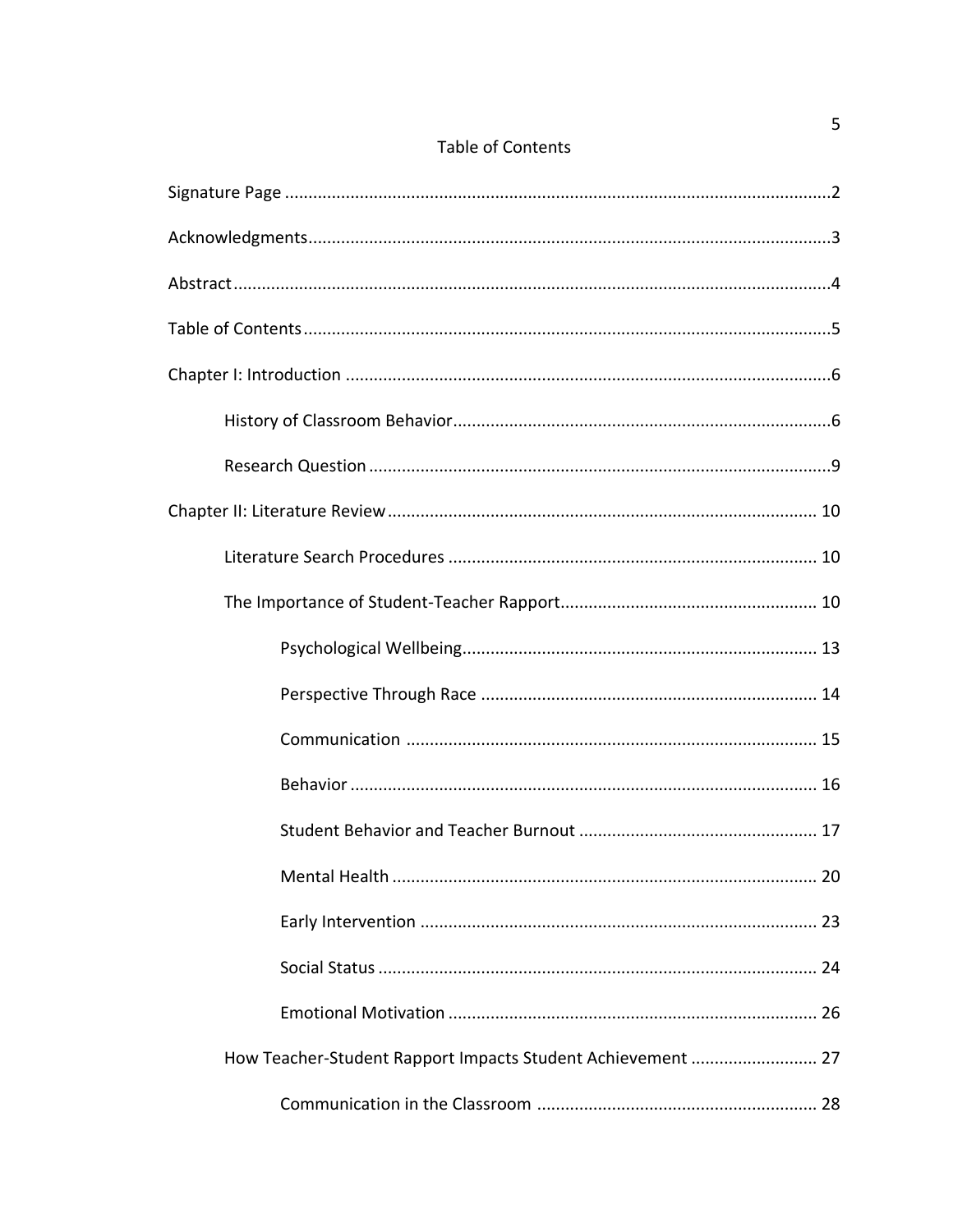# Table of Contents

Signature Page ........................................................................................................2

Acknowledgments....................................................................................................3

Abstract....................................................................................................................4

Table of Contents.....................................................................................................5

Chapter I: Introduction ............................................................................................6

    History of Classroom Behavior.........................................................................6

    Research Question ............................................................................................9

Chapter II: Literature Review ................................................................................ 10

    Literature Search Procedures ........................................................................ 10

    The Importance of Student-Teacher Rapport.................................................. 10

        Psychological Wellbeing.......................................................................... 13

        Perspective Through Race ...................................................................... 14

        Communication ...................................................................................... 15

        Behavior ................................................................................................. 16

        Student Behavior and Teacher Burnout .................................................. 17

        Mental Health ......................................................................................... 20

        Early Intervention ................................................................................... 23

        Social Status ............................................................................................ 24

        Emotional Motivation ............................................................................. 26

    How Teacher-Student Rapport Impacts Student Achievement ........................ 27

        Communication in the Classroom .......................................................... 28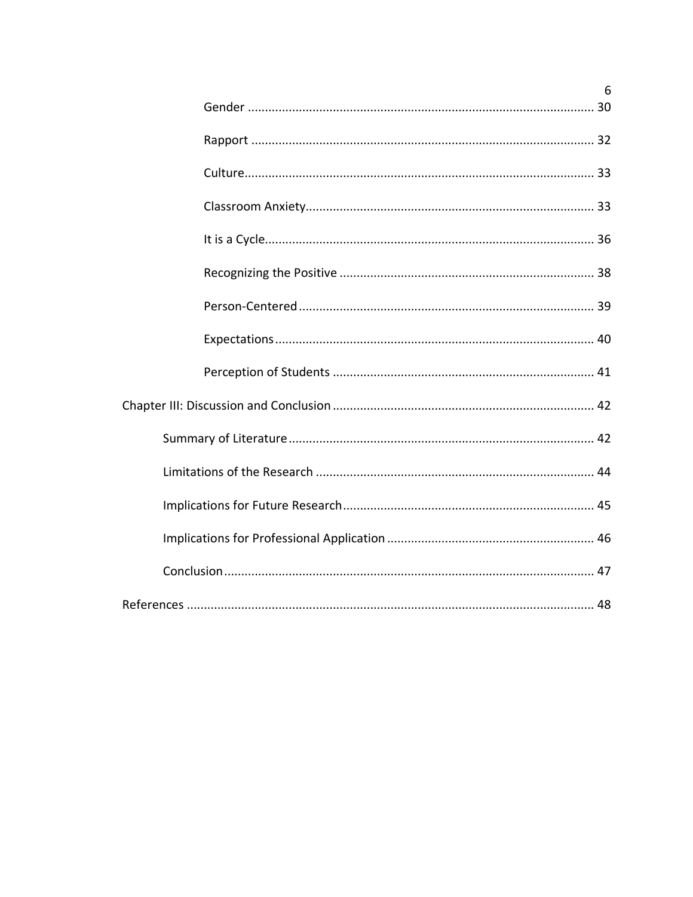Gender ..................................................................................................... 30

Rapport .................................................................................................... 32

Culture...................................................................................................... 33

Classroom Anxiety.................................................................................... 33

It is a Cycle................................................................................................ 36

Recognizing the Positive .......................................................................... 38

Person-Centered...................................................................................... 39

Expectations............................................................................................ 40

Perception of Students ............................................................................ 41

Chapter III: Discussion and Conclusion ............................................................................ 42

Summary of Literature......................................................................................... 42

Limitations of the Research ................................................................................. 44

Implications for Future Research......................................................................... 45

Implications for Professional Application ............................................................ 46

Conclusion........................................................................................................... 47

References ....................................................................................................................... 48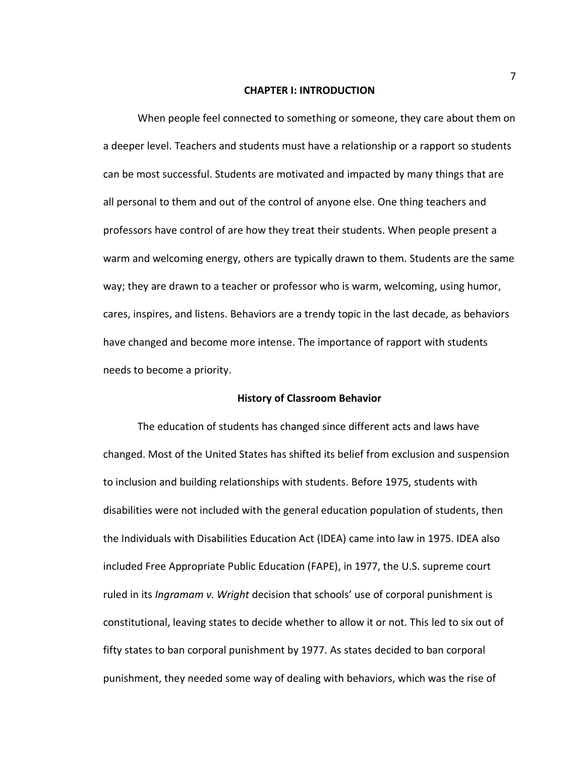# CHAPTER I: INTRODUCTION

When people feel connected to something or someone, they care about them on a deeper level. Teachers and students must have a relationship or a rapport so students can be most successful. Students are motivated and impacted by many things that are all personal to them and out of the control of anyone else. One thing teachers and professors have control of are how they treat their students. When people present a warm and welcoming energy, others are typically drawn to them. Students are the same way; they are drawn to a teacher or professor who is warm, welcoming, using humor, cares, inspires, and listens. Behaviors are a trendy topic in the last decade, as behaviors have changed and become more intense. The importance of rapport with students needs to become a priority.

## History of Classroom Behavior

The education of students has changed since different acts and laws have changed. Most of the United States has shifted its belief from exclusion and suspension to inclusion and building relationships with students. Before 1975, students with disabilities were not included with the general education population of students, then the Individuals with Disabilities Education Act (IDEA) came into law in 1975. IDEA also included Free Appropriate Public Education (FAPE), in 1977, the U.S. supreme court ruled in its *Ingramam v. Wright* decision that schools' use of corporal punishment is constitutional, leaving states to decide whether to allow it or not. This led to six out of fifty states to ban corporal punishment by 1977. As states decided to ban corporal punishment, they needed some way of dealing with behaviors, which was the rise of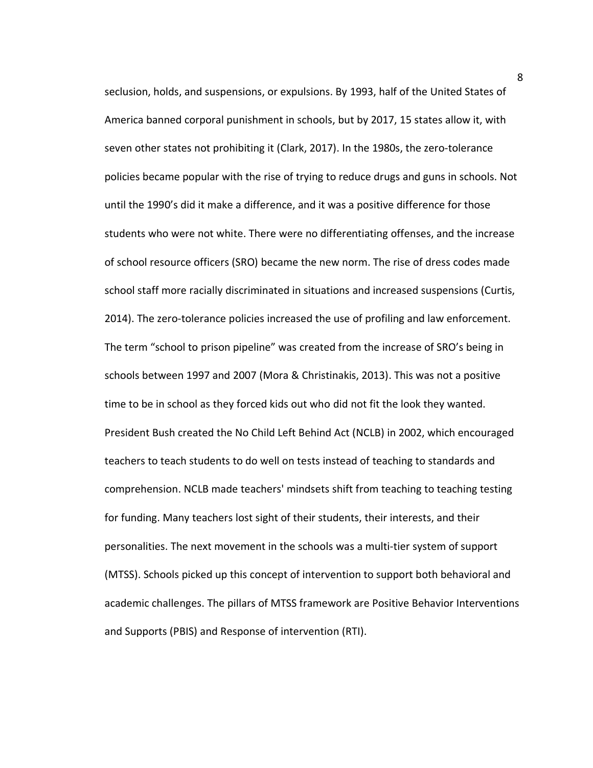seclusion, holds, and suspensions, or expulsions. By 1993, half of the United States of America banned corporal punishment in schools, but by 2017, 15 states allow it, with seven other states not prohibiting it (Clark, 2017). In the 1980s, the zero-tolerance policies became popular with the rise of trying to reduce drugs and guns in schools. Not until the 1990's did it make a difference, and it was a positive difference for those students who were not white. There were no differentiating offenses, and the increase of school resource officers (SRO) became the new norm. The rise of dress codes made school staff more racially discriminated in situations and increased suspensions (Curtis, 2014). The zero-tolerance policies increased the use of profiling and law enforcement. The term "school to prison pipeline" was created from the increase of SRO's being in schools between 1997 and 2007 (Mora & Christinakis, 2013). This was not a positive time to be in school as they forced kids out who did not fit the look they wanted. President Bush created the No Child Left Behind Act (NCLB) in 2002, which encouraged teachers to teach students to do well on tests instead of teaching to standards and comprehension. NCLB made teachers' mindsets shift from teaching to teaching testing for funding. Many teachers lost sight of their students, their interests, and their personalities. The next movement in the schools was a multi-tier system of support (MTSS). Schools picked up this concept of intervention to support both behavioral and academic challenges. The pillars of MTSS framework are Positive Behavior Interventions and Supports (PBIS) and Response of intervention (RTI).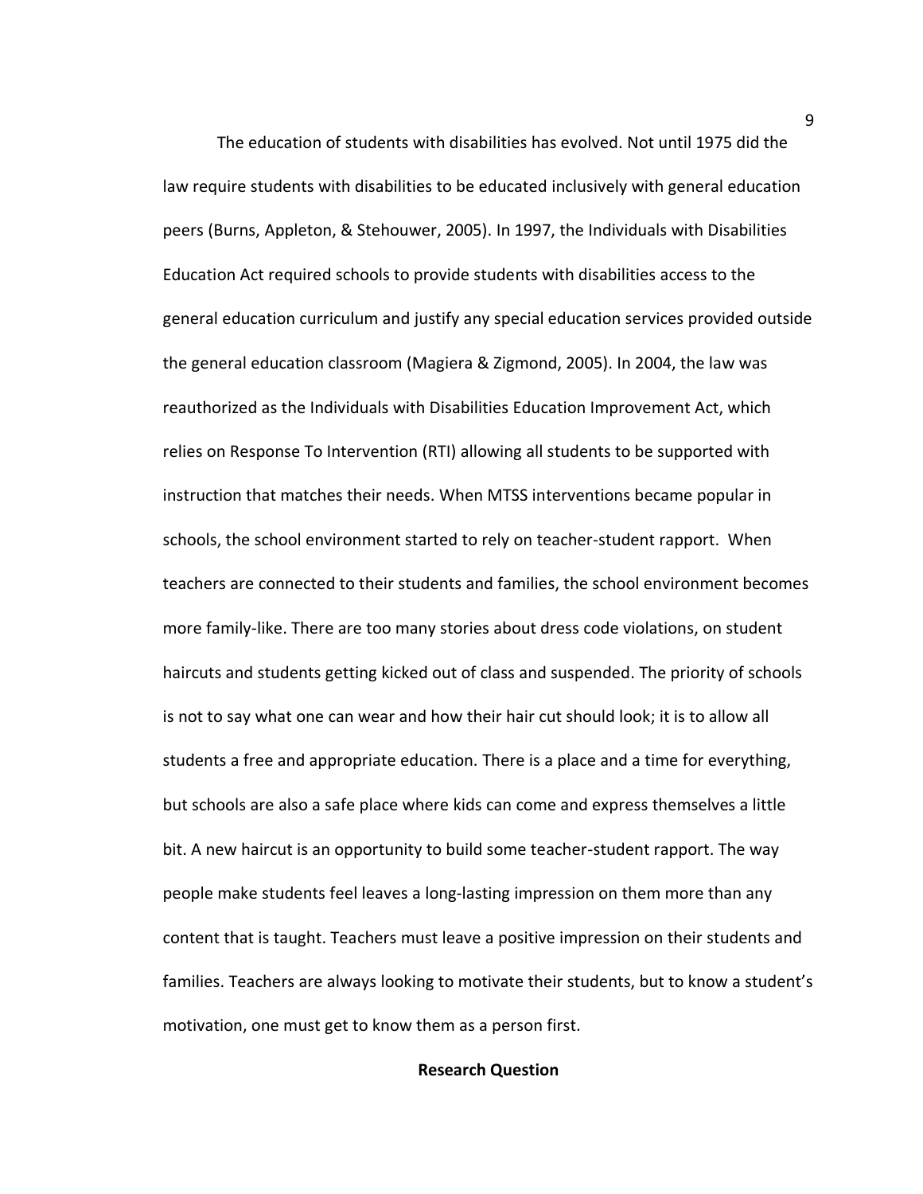The education of students with disabilities has evolved. Not until 1975 did the law require students with disabilities to be educated inclusively with general education peers (Burns, Appleton, & Stehouwer, 2005). In 1997, the Individuals with Disabilities Education Act required schools to provide students with disabilities access to the general education curriculum and justify any special education services provided outside the general education classroom (Magiera & Zigmond, 2005). In 2004, the law was reauthorized as the Individuals with Disabilities Education Improvement Act, which relies on Response To Intervention (RTI) allowing all students to be supported with instruction that matches their needs. When MTSS interventions became popular in schools, the school environment started to rely on teacher-student rapport. When teachers are connected to their students and families, the school environment becomes more family-like. There are too many stories about dress code violations, on student haircuts and students getting kicked out of class and suspended. The priority of schools is not to say what one can wear and how their hair cut should look; it is to allow all students a free and appropriate education. There is a place and a time for everything, but schools are also a safe place where kids can come and express themselves a little bit. A new haircut is an opportunity to build some teacher-student rapport. The way people make students feel leaves a long-lasting impression on them more than any content that is taught. Teachers must leave a positive impression on their students and families. Teachers are always looking to motivate their students, but to know a student's motivation, one must get to know them as a person first.

## Research Question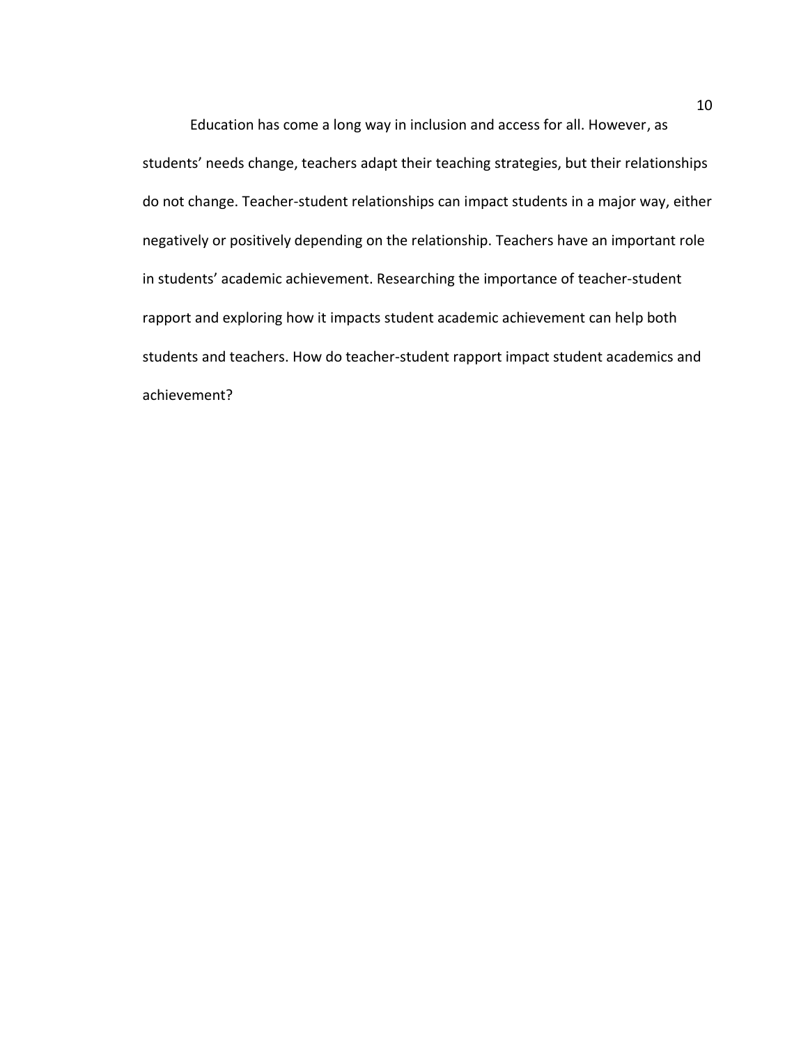Education has come a long way in inclusion and access for all. However, as students' needs change, teachers adapt their teaching strategies, but their relationships do not change. Teacher-student relationships can impact students in a major way, either negatively or positively depending on the relationship. Teachers have an important role in students' academic achievement. Researching the importance of teacher-student rapport and exploring how it impacts student academic achievement can help both students and teachers. How do teacher-student rapport impact student academics and achievement?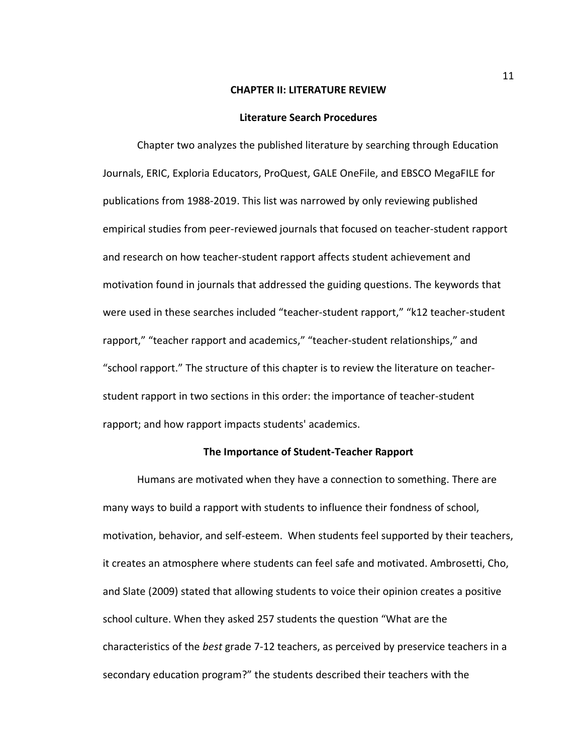# CHAPTER II: LITERATURE REVIEW

## Literature Search Procedures

Chapter two analyzes the published literature by searching through Education Journals, ERIC, Exploria Educators, ProQuest, GALE OneFile, and EBSCO MegaFILE for publications from 1988-2019. This list was narrowed by only reviewing published empirical studies from peer-reviewed journals that focused on teacher-student rapport and research on how teacher-student rapport affects student achievement and motivation found in journals that addressed the guiding questions. The keywords that were used in these searches included "teacher-student rapport," "k12 teacher-student rapport," "teacher rapport and academics," "teacher-student relationships," and "school rapport." The structure of this chapter is to review the literature on teacher-student rapport in two sections in this order: the importance of teacher-student rapport; and how rapport impacts students' academics.

## The Importance of Student-Teacher Rapport

Humans are motivated when they have a connection to something. There are many ways to build a rapport with students to influence their fondness of school, motivation, behavior, and self-esteem. When students feel supported by their teachers, it creates an atmosphere where students can feel safe and motivated. Ambrosetti, Cho, and Slate (2009) stated that allowing students to voice their opinion creates a positive school culture. When they asked 257 students the question "What are the characteristics of the *best* grade 7-12 teachers, as perceived by preservice teachers in a secondary education program?" the students described their teachers with the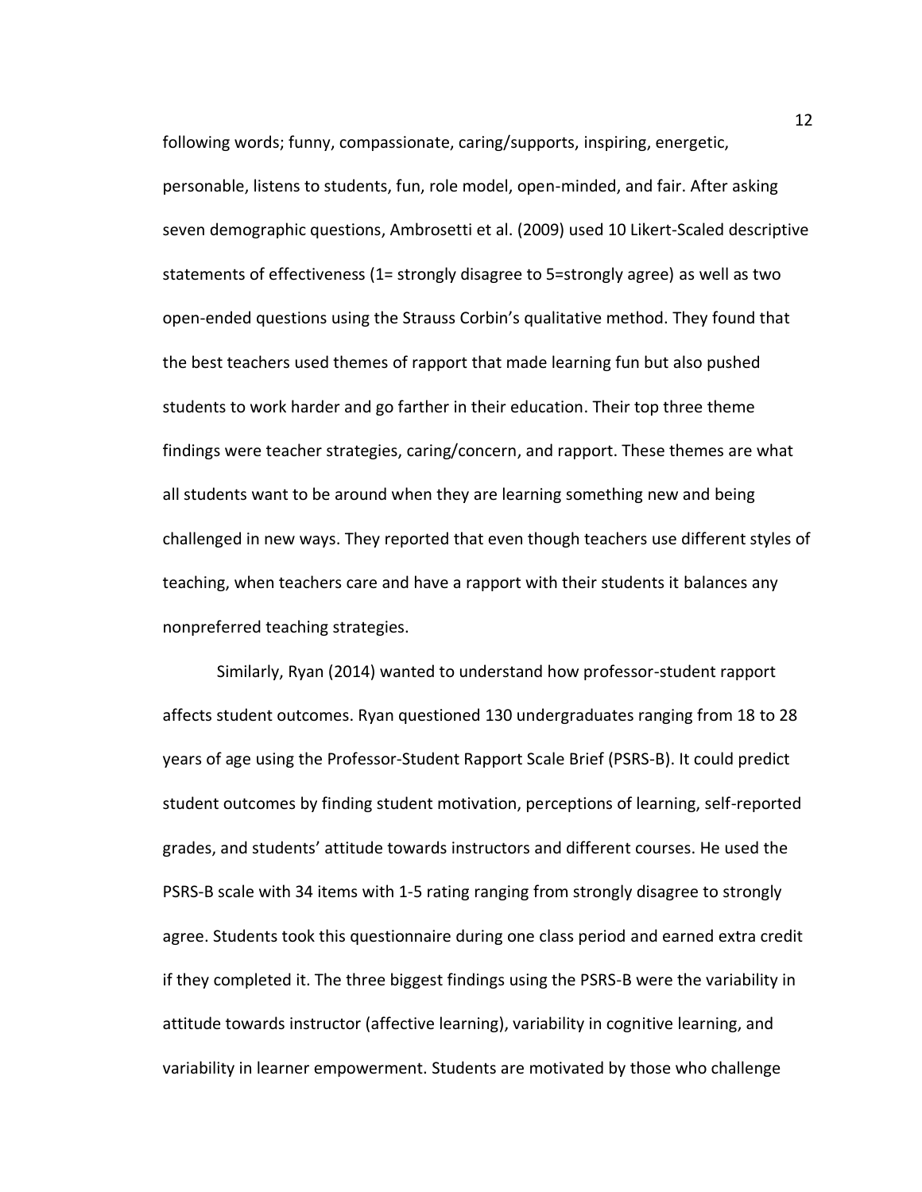following words; funny, compassionate, caring/supports, inspiring, energetic, personable, listens to students, fun, role model, open-minded, and fair. After asking seven demographic questions, Ambrosetti et al. (2009) used 10 Likert-Scaled descriptive statements of effectiveness (1= strongly disagree to 5=strongly agree) as well as two open-ended questions using the Strauss Corbin's qualitative method. They found that the best teachers used themes of rapport that made learning fun but also pushed students to work harder and go farther in their education. Their top three theme findings were teacher strategies, caring/concern, and rapport. These themes are what all students want to be around when they are learning something new and being challenged in new ways. They reported that even though teachers use different styles of teaching, when teachers care and have a rapport with their students it balances any nonpreferred teaching strategies.

Similarly, Ryan (2014) wanted to understand how professor-student rapport affects student outcomes. Ryan questioned 130 undergraduates ranging from 18 to 28 years of age using the Professor-Student Rapport Scale Brief (PSRS-B). It could predict student outcomes by finding student motivation, perceptions of learning, self-reported grades, and students' attitude towards instructors and different courses. He used the PSRS-B scale with 34 items with 1-5 rating ranging from strongly disagree to strongly agree. Students took this questionnaire during one class period and earned extra credit if they completed it. The three biggest findings using the PSRS-B were the variability in attitude towards instructor (affective learning), variability in cognitive learning, and variability in learner empowerment. Students are motivated by those who challenge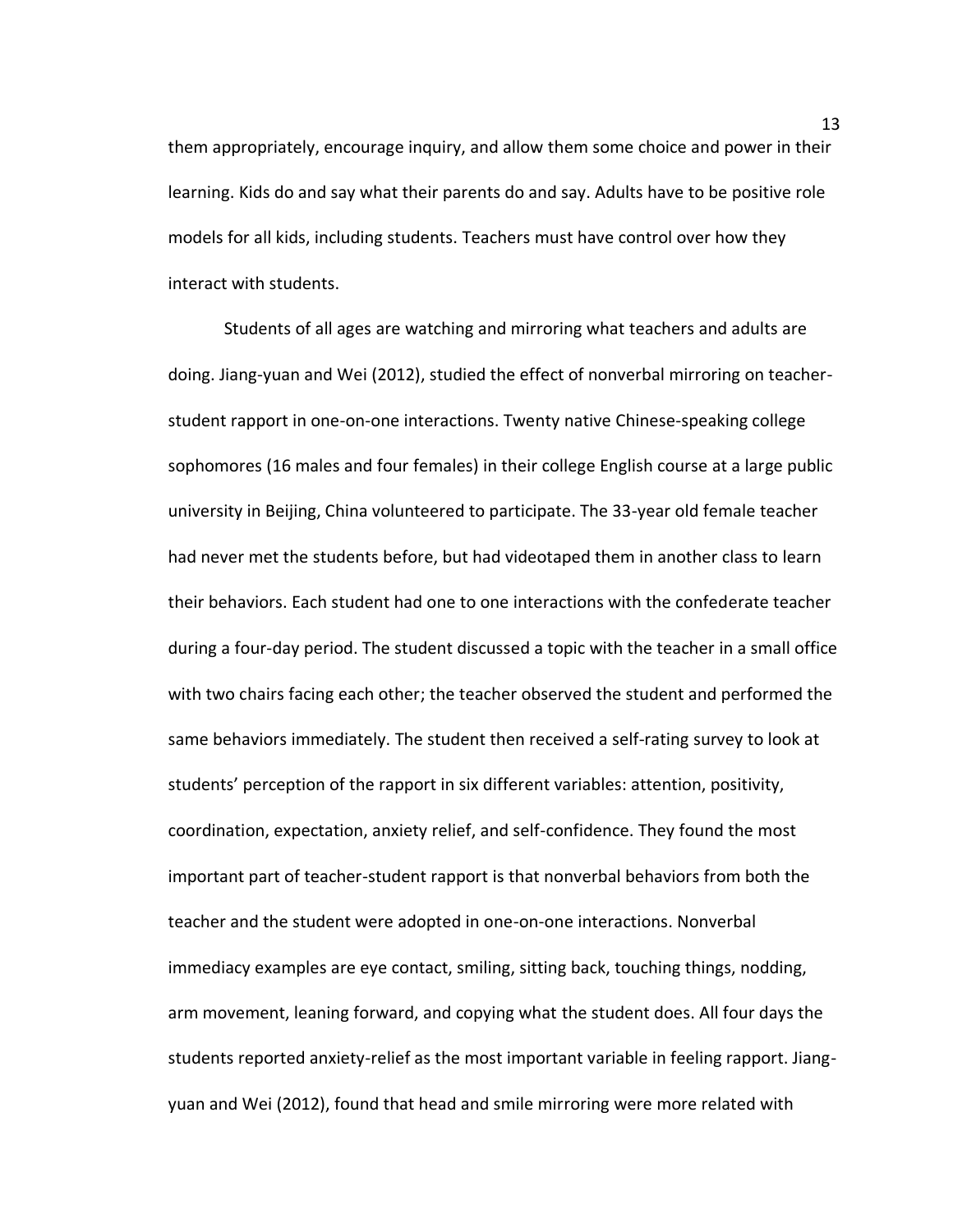them appropriately, encourage inquiry, and allow them some choice and power in their learning. Kids do and say what their parents do and say. Adults have to be positive role models for all kids, including students. Teachers must have control over how they interact with students.

Students of all ages are watching and mirroring what teachers and adults are doing. Jiang-yuan and Wei (2012), studied the effect of nonverbal mirroring on teacher-student rapport in one-on-one interactions. Twenty native Chinese-speaking college sophomores (16 males and four females) in their college English course at a large public university in Beijing, China volunteered to participate. The 33-year old female teacher had never met the students before, but had videotaped them in another class to learn their behaviors. Each student had one to one interactions with the confederate teacher during a four-day period. The student discussed a topic with the teacher in a small office with two chairs facing each other; the teacher observed the student and performed the same behaviors immediately. The student then received a self-rating survey to look at students' perception of the rapport in six different variables: attention, positivity, coordination, expectation, anxiety relief, and self-confidence. They found the most important part of teacher-student rapport is that nonverbal behaviors from both the teacher and the student were adopted in one-on-one interactions. Nonverbal immediacy examples are eye contact, smiling, sitting back, touching things, nodding, arm movement, leaning forward, and copying what the student does. All four days the students reported anxiety-relief as the most important variable in feeling rapport. Jiang-yuan and Wei (2012), found that head and smile mirroring were more related with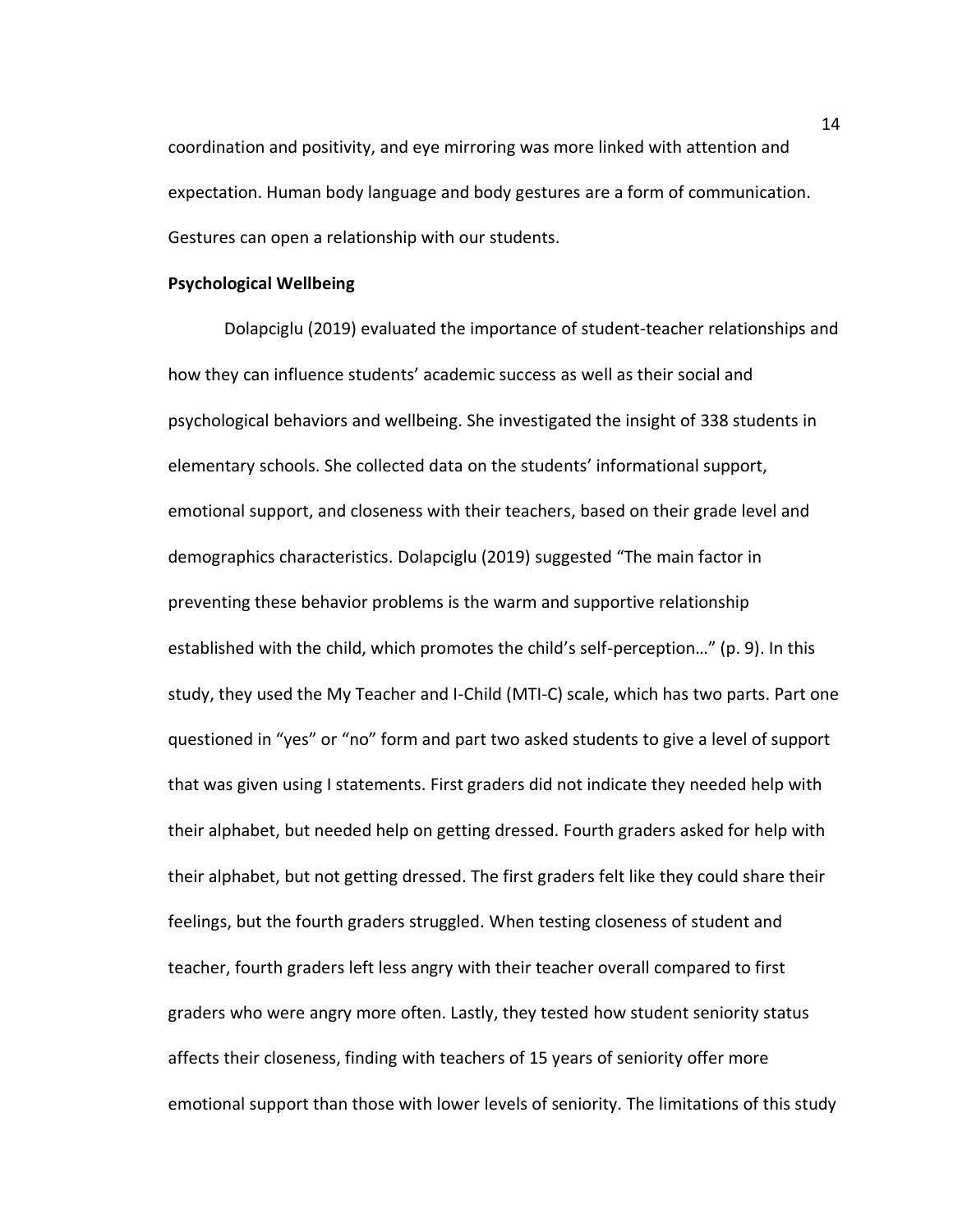coordination and positivity, and eye mirroring was more linked with attention and expectation. Human body language and body gestures are a form of communication. Gestures can open a relationship with our students.

**Psychological Wellbeing**

Dolapciglu (2019) evaluated the importance of student-teacher relationships and how they can influence students' academic success as well as their social and psychological behaviors and wellbeing. She investigated the insight of 338 students in elementary schools. She collected data on the students' informational support, emotional support, and closeness with their teachers, based on their grade level and demographics characteristics. Dolapciglu (2019) suggested "The main factor in preventing these behavior problems is the warm and supportive relationship established with the child, which promotes the child's self-perception…" (p. 9). In this study, they used the My Teacher and I-Child (MTI-C) scale, which has two parts. Part one questioned in "yes" or "no" form and part two asked students to give a level of support that was given using I statements. First graders did not indicate they needed help with their alphabet, but needed help on getting dressed. Fourth graders asked for help with their alphabet, but not getting dressed. The first graders felt like they could share their feelings, but the fourth graders struggled. When testing closeness of student and teacher, fourth graders left less angry with their teacher overall compared to first graders who were angry more often. Lastly, they tested how student seniority status affects their closeness, finding with teachers of 15 years of seniority offer more emotional support than those with lower levels of seniority. The limitations of this study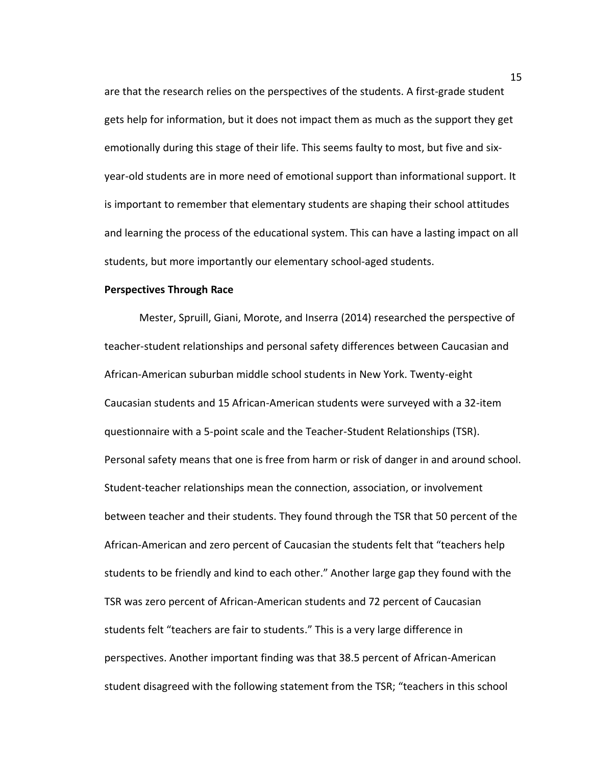are that the research relies on the perspectives of the students. A first-grade student gets help for information, but it does not impact them as much as the support they get emotionally during this stage of their life. This seems faulty to most, but five and six-year-old students are in more need of emotional support than informational support. It is important to remember that elementary students are shaping their school attitudes and learning the process of the educational system. This can have a lasting impact on all students, but more importantly our elementary school-aged students.

**Perspectives Through Race**

Mester, Spruill, Giani, Morote, and Inserra (2014) researched the perspective of teacher-student relationships and personal safety differences between Caucasian and African-American suburban middle school students in New York. Twenty-eight Caucasian students and 15 African-American students were surveyed with a 32-item questionnaire with a 5-point scale and the Teacher-Student Relationships (TSR). Personal safety means that one is free from harm or risk of danger in and around school. Student-teacher relationships mean the connection, association, or involvement between teacher and their students. They found through the TSR that 50 percent of the African-American and zero percent of Caucasian the students felt that "teachers help students to be friendly and kind to each other." Another large gap they found with the TSR was zero percent of African-American students and 72 percent of Caucasian students felt "teachers are fair to students." This is a very large difference in perspectives. Another important finding was that 38.5 percent of African-American student disagreed with the following statement from the TSR; "teachers in this school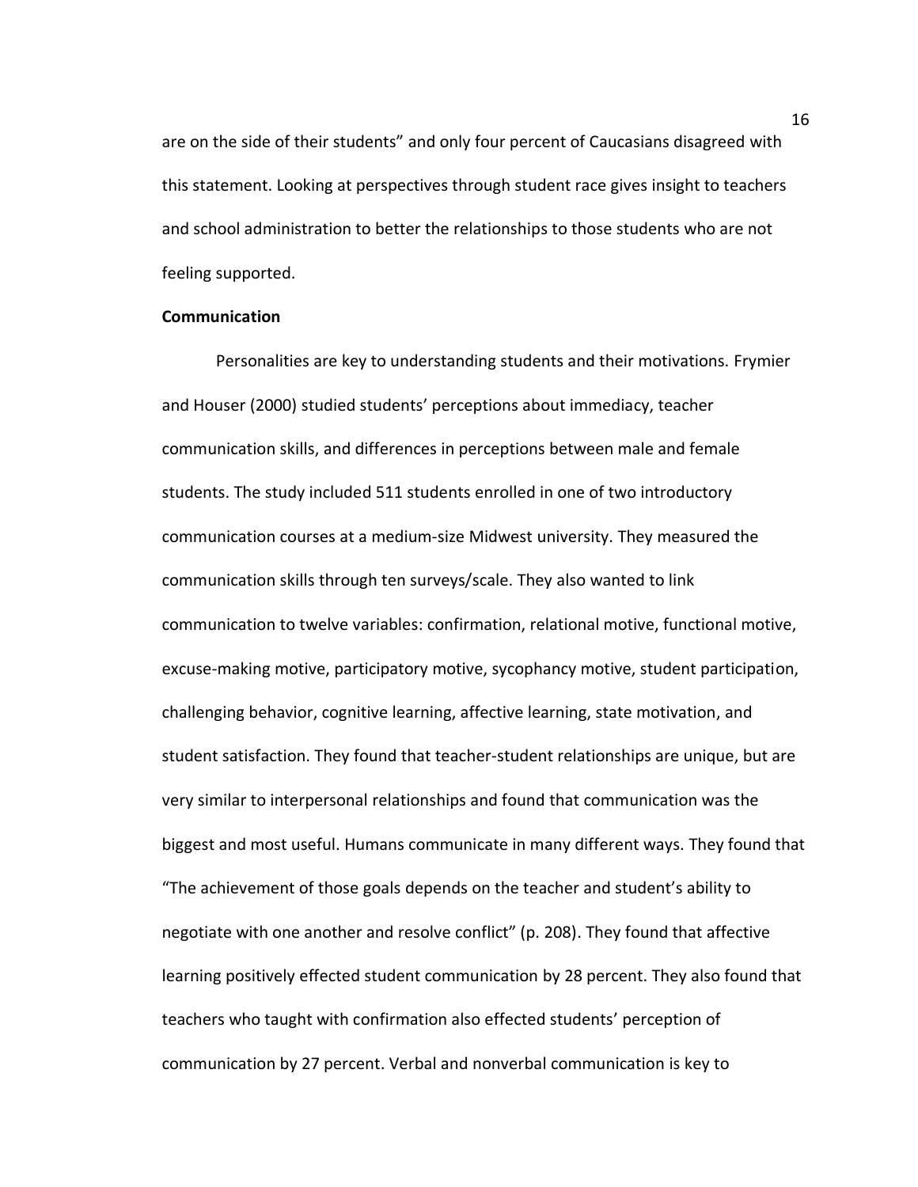are on the side of their students" and only four percent of Caucasians disagreed with this statement. Looking at perspectives through student race gives insight to teachers and school administration to better the relationships to those students who are not feeling supported.

**Communication**

Personalities are key to understanding students and their motivations. Frymier and Houser (2000) studied students' perceptions about immediacy, teacher communication skills, and differences in perceptions between male and female students. The study included 511 students enrolled in one of two introductory communication courses at a medium-size Midwest university. They measured the communication skills through ten surveys/scale. They also wanted to link communication to twelve variables: confirmation, relational motive, functional motive, excuse-making motive, participatory motive, sycophancy motive, student participation, challenging behavior, cognitive learning, affective learning, state motivation, and student satisfaction. They found that teacher-student relationships are unique, but are very similar to interpersonal relationships and found that communication was the biggest and most useful. Humans communicate in many different ways. They found that "The achievement of those goals depends on the teacher and student's ability to negotiate with one another and resolve conflict" (p. 208). They found that affective learning positively effected student communication by 28 percent. They also found that teachers who taught with confirmation also effected students' perception of communication by 27 percent. Verbal and nonverbal communication is key to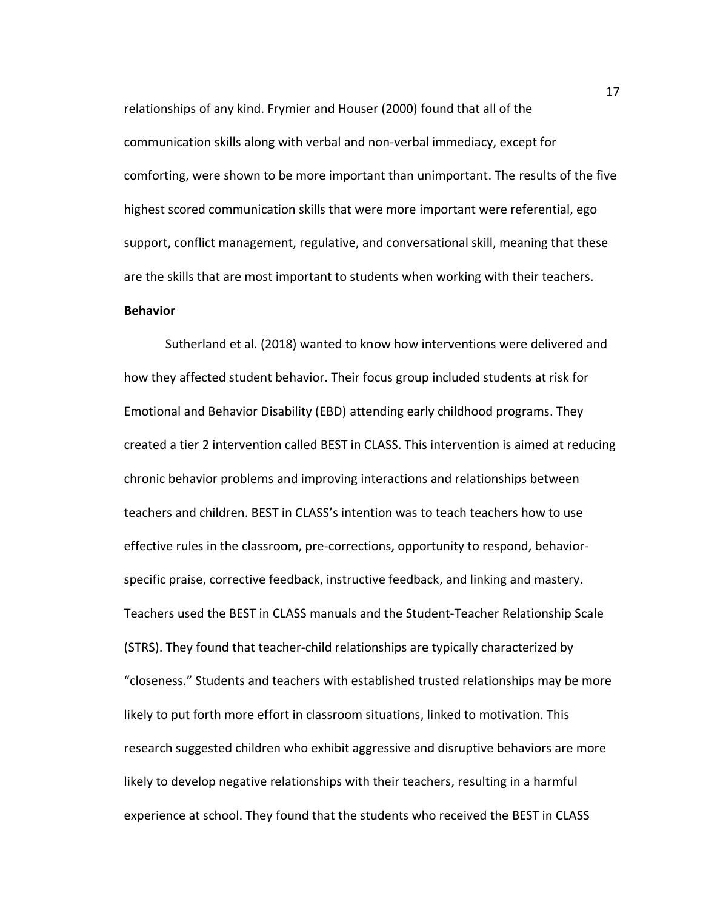relationships of any kind. Frymier and Houser (2000) found that all of the communication skills along with verbal and non-verbal immediacy, except for comforting, were shown to be more important than unimportant. The results of the five highest scored communication skills that were more important were referential, ego support, conflict management, regulative, and conversational skill, meaning that these are the skills that are most important to students when working with their teachers.

**Behavior**

Sutherland et al. (2018) wanted to know how interventions were delivered and how they affected student behavior. Their focus group included students at risk for Emotional and Behavior Disability (EBD) attending early childhood programs. They created a tier 2 intervention called BEST in CLASS. This intervention is aimed at reducing chronic behavior problems and improving interactions and relationships between teachers and children. BEST in CLASS's intention was to teach teachers how to use effective rules in the classroom, pre-corrections, opportunity to respond, behavior-specific praise, corrective feedback, instructive feedback, and linking and mastery. Teachers used the BEST in CLASS manuals and the Student-Teacher Relationship Scale (STRS). They found that teacher-child relationships are typically characterized by "closeness." Students and teachers with established trusted relationships may be more likely to put forth more effort in classroom situations, linked to motivation. This research suggested children who exhibit aggressive and disruptive behaviors are more likely to develop negative relationships with their teachers, resulting in a harmful experience at school. They found that the students who received the BEST in CLASS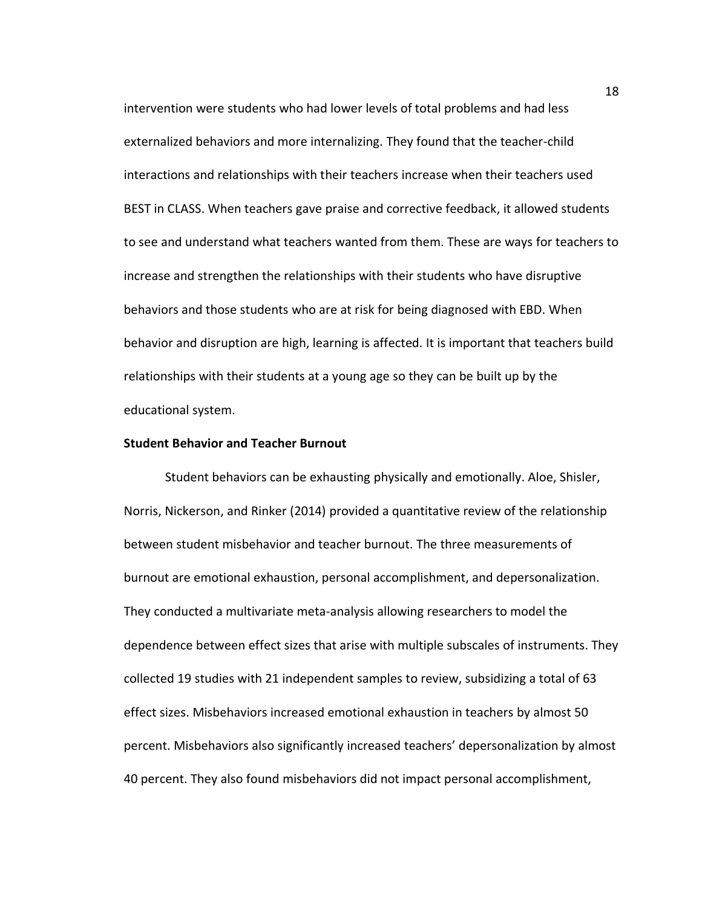intervention were students who had lower levels of total problems and had less externalized behaviors and more internalizing. They found that the teacher-child interactions and relationships with their teachers increase when their teachers used BEST in CLASS. When teachers gave praise and corrective feedback, it allowed students to see and understand what teachers wanted from them. These are ways for teachers to increase and strengthen the relationships with their students who have disruptive behaviors and those students who are at risk for being diagnosed with EBD. When behavior and disruption are high, learning is affected. It is important that teachers build relationships with their students at a young age so they can be built up by the educational system.

### Student Behavior and Teacher Burnout

Student behaviors can be exhausting physically and emotionally. Aloe, Shisler, Norris, Nickerson, and Rinker (2014) provided a quantitative review of the relationship between student misbehavior and teacher burnout. The three measurements of burnout are emotional exhaustion, personal accomplishment, and depersonalization. They conducted a multivariate meta-analysis allowing researchers to model the dependence between effect sizes that arise with multiple subscales of instruments. They collected 19 studies with 21 independent samples to review, subsidizing a total of 63 effect sizes. Misbehaviors increased emotional exhaustion in teachers by almost 50 percent. Misbehaviors also significantly increased teachers' depersonalization by almost 40 percent. They also found misbehaviors did not impact personal accomplishment,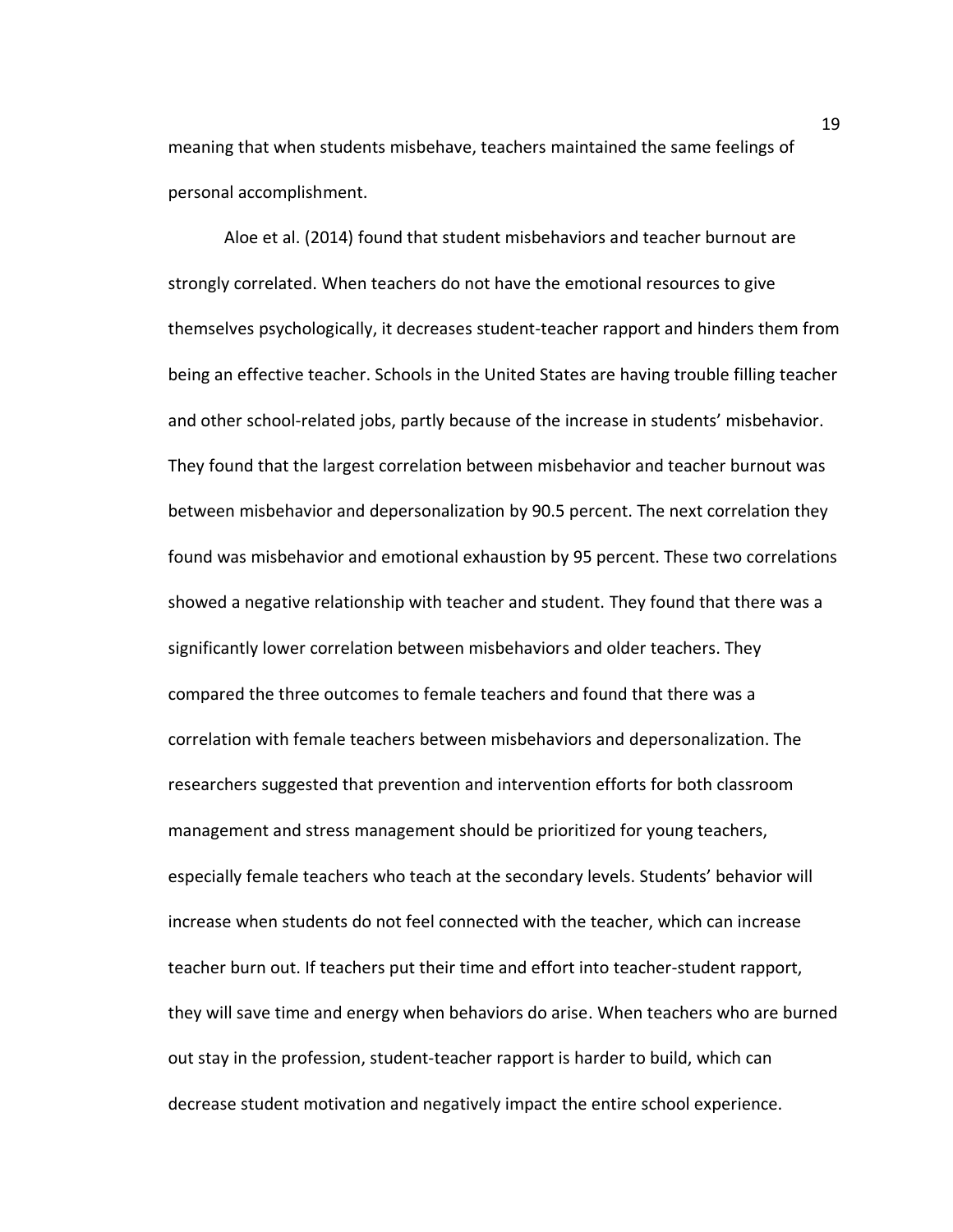meaning that when students misbehave, teachers maintained the same feelings of personal accomplishment.

Aloe et al. (2014) found that student misbehaviors and teacher burnout are strongly correlated. When teachers do not have the emotional resources to give themselves psychologically, it decreases student-teacher rapport and hinders them from being an effective teacher. Schools in the United States are having trouble filling teacher and other school-related jobs, partly because of the increase in students' misbehavior. They found that the largest correlation between misbehavior and teacher burnout was between misbehavior and depersonalization by 90.5 percent. The next correlation they found was misbehavior and emotional exhaustion by 95 percent. These two correlations showed a negative relationship with teacher and student. They found that there was a significantly lower correlation between misbehaviors and older teachers. They compared the three outcomes to female teachers and found that there was a correlation with female teachers between misbehaviors and depersonalization. The researchers suggested that prevention and intervention efforts for both classroom management and stress management should be prioritized for young teachers, especially female teachers who teach at the secondary levels. Students' behavior will increase when students do not feel connected with the teacher, which can increase teacher burn out. If teachers put their time and effort into teacher-student rapport, they will save time and energy when behaviors do arise. When teachers who are burned out stay in the profession, student-teacher rapport is harder to build, which can decrease student motivation and negatively impact the entire school experience.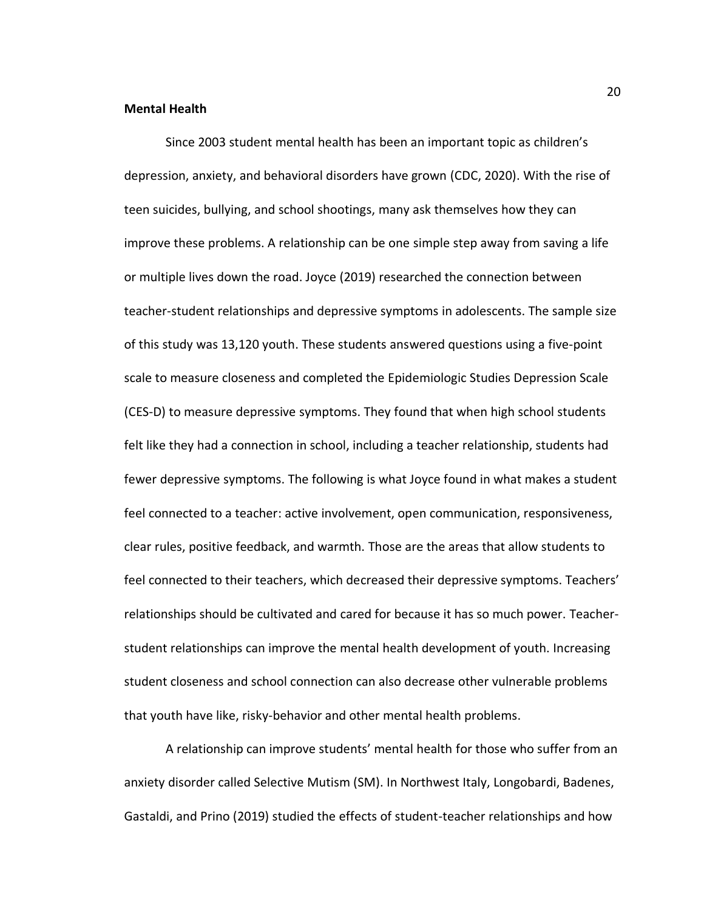**Mental Health**

Since 2003 student mental health has been an important topic as children's depression, anxiety, and behavioral disorders have grown (CDC, 2020). With the rise of teen suicides, bullying, and school shootings, many ask themselves how they can improve these problems. A relationship can be one simple step away from saving a life or multiple lives down the road. Joyce (2019) researched the connection between teacher-student relationships and depressive symptoms in adolescents. The sample size of this study was 13,120 youth. These students answered questions using a five-point scale to measure closeness and completed the Epidemiologic Studies Depression Scale (CES-D) to measure depressive symptoms. They found that when high school students felt like they had a connection in school, including a teacher relationship, students had fewer depressive symptoms. The following is what Joyce found in what makes a student feel connected to a teacher: active involvement, open communication, responsiveness, clear rules, positive feedback, and warmth. Those are the areas that allow students to feel connected to their teachers, which decreased their depressive symptoms. Teachers' relationships should be cultivated and cared for because it has so much power. Teacher-student relationships can improve the mental health development of youth. Increasing student closeness and school connection can also decrease other vulnerable problems that youth have like, risky-behavior and other mental health problems.

A relationship can improve students' mental health for those who suffer from an anxiety disorder called Selective Mutism (SM). In Northwest Italy, Longobardi, Badenes, Gastaldi, and Prino (2019) studied the effects of student-teacher relationships and how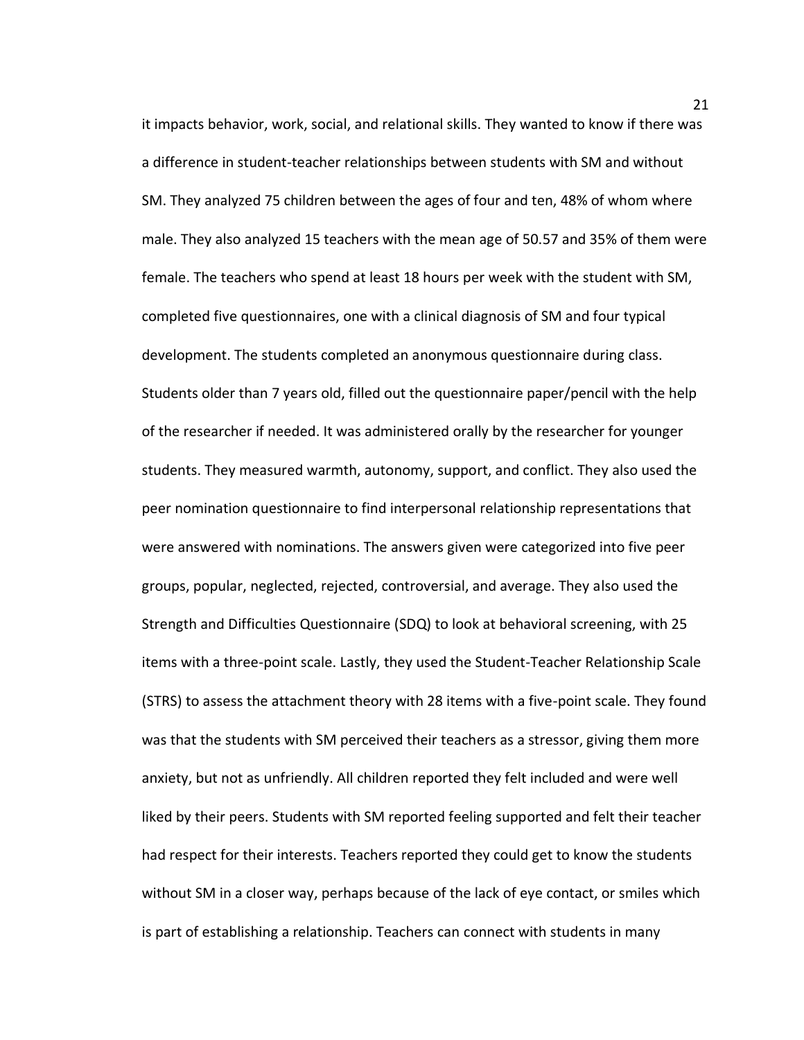it impacts behavior, work, social, and relational skills. They wanted to know if there was a difference in student-teacher relationships between students with SM and without SM. They analyzed 75 children between the ages of four and ten, 48% of whom where male. They also analyzed 15 teachers with the mean age of 50.57 and 35% of them were female. The teachers who spend at least 18 hours per week with the student with SM, completed five questionnaires, one with a clinical diagnosis of SM and four typical development. The students completed an anonymous questionnaire during class. Students older than 7 years old, filled out the questionnaire paper/pencil with the help of the researcher if needed. It was administered orally by the researcher for younger students. They measured warmth, autonomy, support, and conflict. They also used the peer nomination questionnaire to find interpersonal relationship representations that were answered with nominations. The answers given were categorized into five peer groups, popular, neglected, rejected, controversial, and average. They also used the Strength and Difficulties Questionnaire (SDQ) to look at behavioral screening, with 25 items with a three-point scale. Lastly, they used the Student-Teacher Relationship Scale (STRS) to assess the attachment theory with 28 items with a five-point scale. They found was that the students with SM perceived their teachers as a stressor, giving them more anxiety, but not as unfriendly. All children reported they felt included and were well liked by their peers. Students with SM reported feeling supported and felt their teacher had respect for their interests. Teachers reported they could get to know the students without SM in a closer way, perhaps because of the lack of eye contact, or smiles which is part of establishing a relationship. Teachers can connect with students in many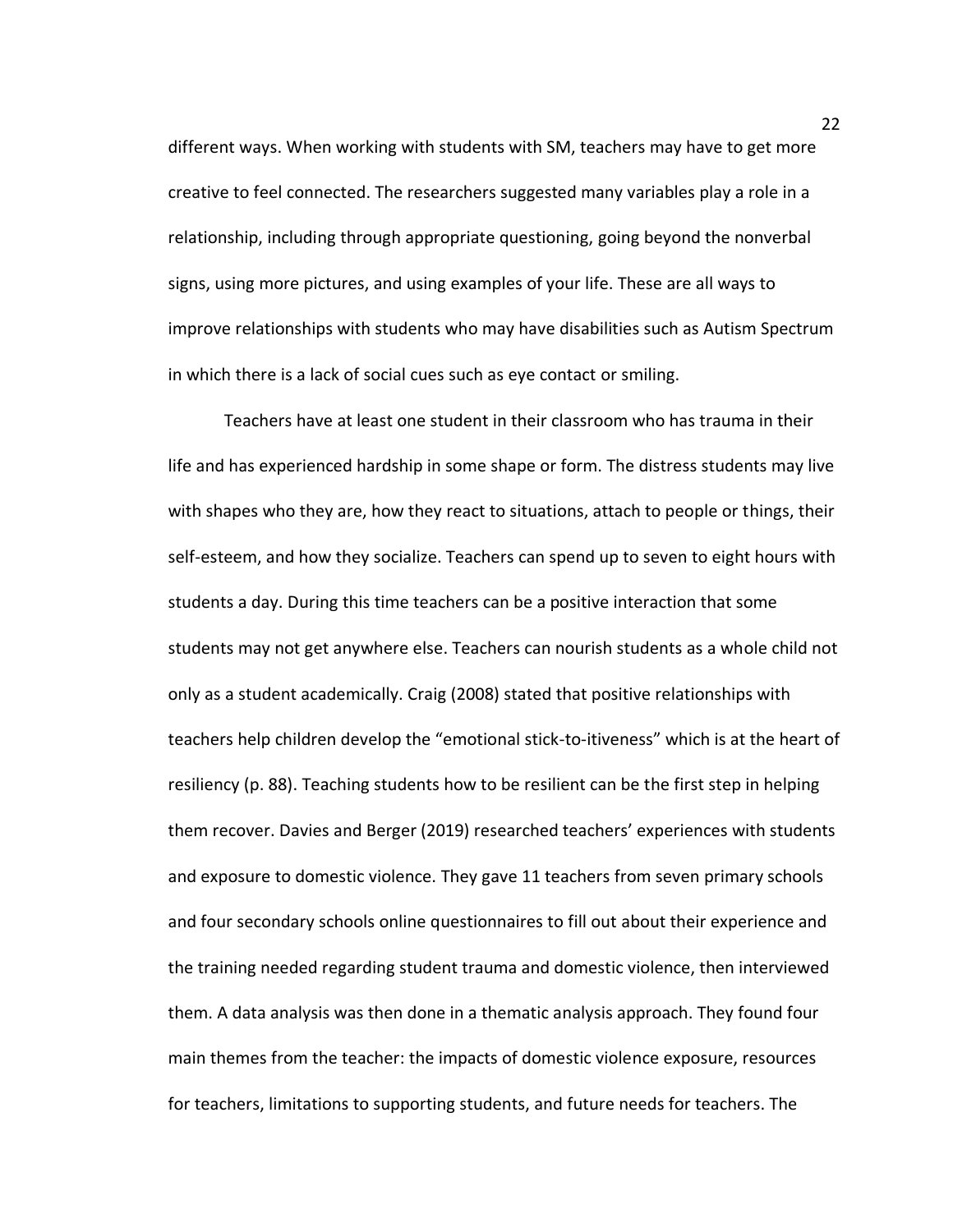different ways. When working with students with SM, teachers may have to get more creative to feel connected. The researchers suggested many variables play a role in a relationship, including through appropriate questioning, going beyond the nonverbal signs, using more pictures, and using examples of your life. These are all ways to improve relationships with students who may have disabilities such as Autism Spectrum in which there is a lack of social cues such as eye contact or smiling.

Teachers have at least one student in their classroom who has trauma in their life and has experienced hardship in some shape or form. The distress students may live with shapes who they are, how they react to situations, attach to people or things, their self-esteem, and how they socialize. Teachers can spend up to seven to eight hours with students a day. During this time teachers can be a positive interaction that some students may not get anywhere else. Teachers can nourish students as a whole child not only as a student academically. Craig (2008) stated that positive relationships with teachers help children develop the "emotional stick-to-itiveness" which is at the heart of resiliency (p. 88). Teaching students how to be resilient can be the first step in helping them recover. Davies and Berger (2019) researched teachers' experiences with students and exposure to domestic violence. They gave 11 teachers from seven primary schools and four secondary schools online questionnaires to fill out about their experience and the training needed regarding student trauma and domestic violence, then interviewed them. A data analysis was then done in a thematic analysis approach. They found four main themes from the teacher: the impacts of domestic violence exposure, resources for teachers, limitations to supporting students, and future needs for teachers. The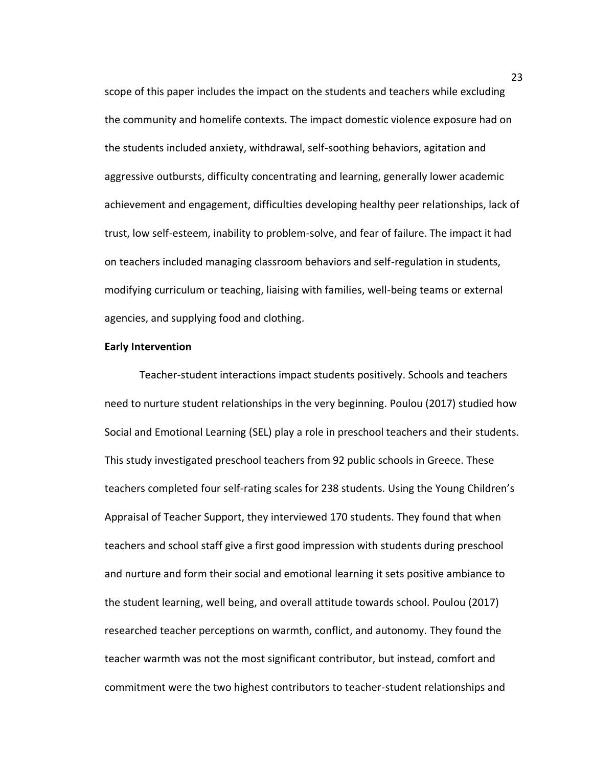scope of this paper includes the impact on the students and teachers while excluding the community and homelife contexts. The impact domestic violence exposure had on the students included anxiety, withdrawal, self-soothing behaviors, agitation and aggressive outbursts, difficulty concentrating and learning, generally lower academic achievement and engagement, difficulties developing healthy peer relationships, lack of trust, low self-esteem, inability to problem-solve, and fear of failure. The impact it had on teachers included managing classroom behaviors and self-regulation in students, modifying curriculum or teaching, liaising with families, well-being teams or external agencies, and supplying food and clothing.

**Early Intervention**

Teacher-student interactions impact students positively. Schools and teachers need to nurture student relationships in the very beginning. Poulou (2017) studied how Social and Emotional Learning (SEL) play a role in preschool teachers and their students. This study investigated preschool teachers from 92 public schools in Greece. These teachers completed four self-rating scales for 238 students. Using the Young Children's Appraisal of Teacher Support, they interviewed 170 students. They found that when teachers and school staff give a first good impression with students during preschool and nurture and form their social and emotional learning it sets positive ambiance to the student learning, well being, and overall attitude towards school. Poulou (2017) researched teacher perceptions on warmth, conflict, and autonomy. They found the teacher warmth was not the most significant contributor, but instead, comfort and commitment were the two highest contributors to teacher-student relationships and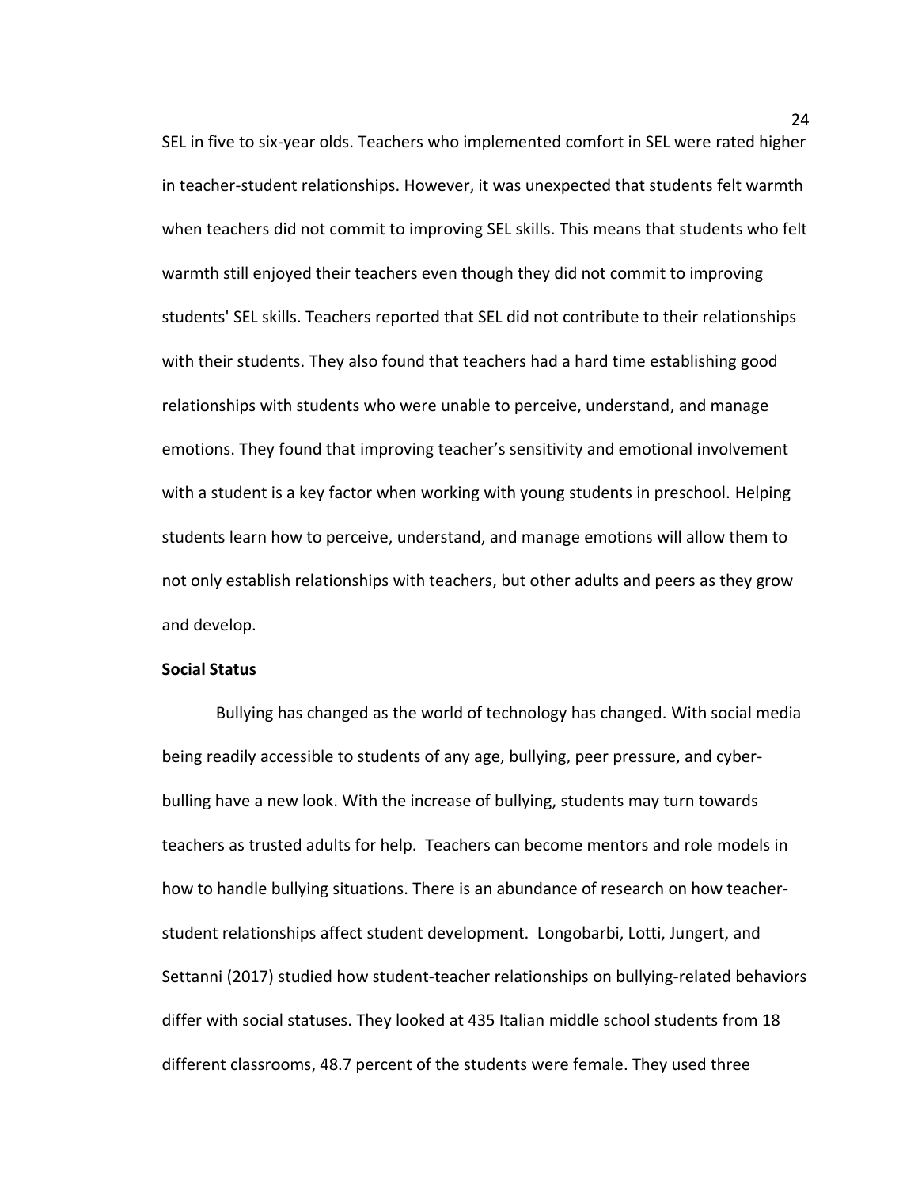SEL in five to six-year olds. Teachers who implemented comfort in SEL were rated higher in teacher-student relationships. However, it was unexpected that students felt warmth when teachers did not commit to improving SEL skills. This means that students who felt warmth still enjoyed their teachers even though they did not commit to improving students' SEL skills. Teachers reported that SEL did not contribute to their relationships with their students. They also found that teachers had a hard time establishing good relationships with students who were unable to perceive, understand, and manage emotions. They found that improving teacher's sensitivity and emotional involvement with a student is a key factor when working with young students in preschool. Helping students learn how to perceive, understand, and manage emotions will allow them to not only establish relationships with teachers, but other adults and peers as they grow and develop.

**Social Status**

Bullying has changed as the world of technology has changed. With social media being readily accessible to students of any age, bullying, peer pressure, and cyber-bulling have a new look. With the increase of bullying, students may turn towards teachers as trusted adults for help. Teachers can become mentors and role models in how to handle bullying situations. There is an abundance of research on how teacher-student relationships affect student development. Longobarbi, Lotti, Jungert, and Settanni (2017) studied how student-teacher relationships on bullying-related behaviors differ with social statuses. They looked at 435 Italian middle school students from 18 different classrooms, 48.7 percent of the students were female. They used three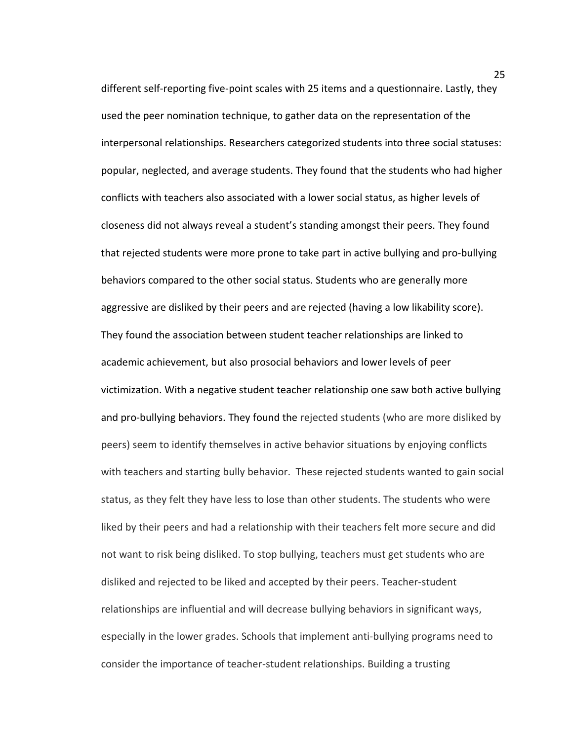different self-reporting five-point scales with 25 items and a questionnaire. Lastly, they used the peer nomination technique, to gather data on the representation of the interpersonal relationships. Researchers categorized students into three social statuses: popular, neglected, and average students. They found that the students who had higher conflicts with teachers also associated with a lower social status, as higher levels of closeness did not always reveal a student's standing amongst their peers. They found that rejected students were more prone to take part in active bullying and pro-bullying behaviors compared to the other social status. Students who are generally more aggressive are disliked by their peers and are rejected (having a low likability score). They found the association between student teacher relationships are linked to academic achievement, but also prosocial behaviors and lower levels of peer victimization. With a negative student teacher relationship one saw both active bullying and pro-bullying behaviors. They found the rejected students (who are more disliked by peers) seem to identify themselves in active behavior situations by enjoying conflicts with teachers and starting bully behavior. These rejected students wanted to gain social status, as they felt they have less to lose than other students. The students who were liked by their peers and had a relationship with their teachers felt more secure and did not want to risk being disliked. To stop bullying, teachers must get students who are disliked and rejected to be liked and accepted by their peers. Teacher-student relationships are influential and will decrease bullying behaviors in significant ways, especially in the lower grades. Schools that implement anti-bullying programs need to consider the importance of teacher-student relationships. Building a trusting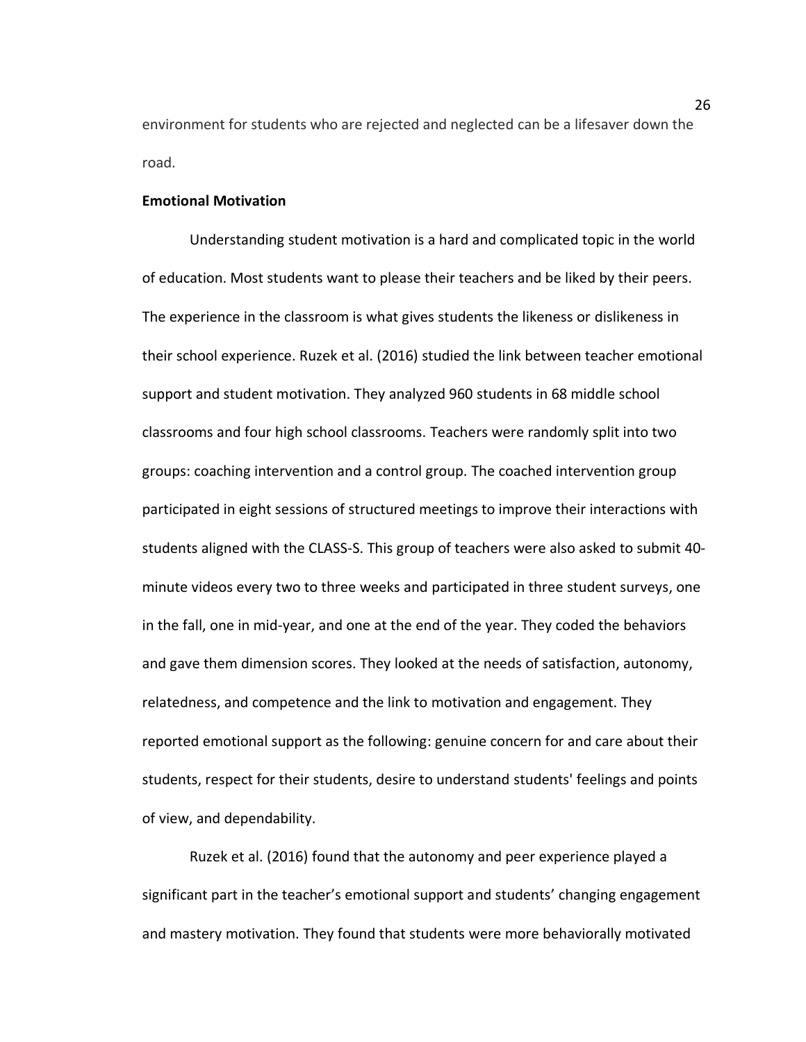environment for students who are rejected and neglected can be a lifesaver down the road.

**Emotional Motivation**

Understanding student motivation is a hard and complicated topic in the world of education. Most students want to please their teachers and be liked by their peers. The experience in the classroom is what gives students the likeness or dislikeness in their school experience. Ruzek et al. (2016) studied the link between teacher emotional support and student motivation. They analyzed 960 students in 68 middle school classrooms and four high school classrooms. Teachers were randomly split into two groups: coaching intervention and a control group. The coached intervention group participated in eight sessions of structured meetings to improve their interactions with students aligned with the CLASS-S. This group of teachers were also asked to submit 40-minute videos every two to three weeks and participated in three student surveys, one in the fall, one in mid-year, and one at the end of the year. They coded the behaviors and gave them dimension scores. They looked at the needs of satisfaction, autonomy, relatedness, and competence and the link to motivation and engagement. They reported emotional support as the following: genuine concern for and care about their students, respect for their students, desire to understand students' feelings and points of view, and dependability.

Ruzek et al. (2016) found that the autonomy and peer experience played a significant part in the teacher's emotional support and students' changing engagement and mastery motivation. They found that students were more behaviorally motivated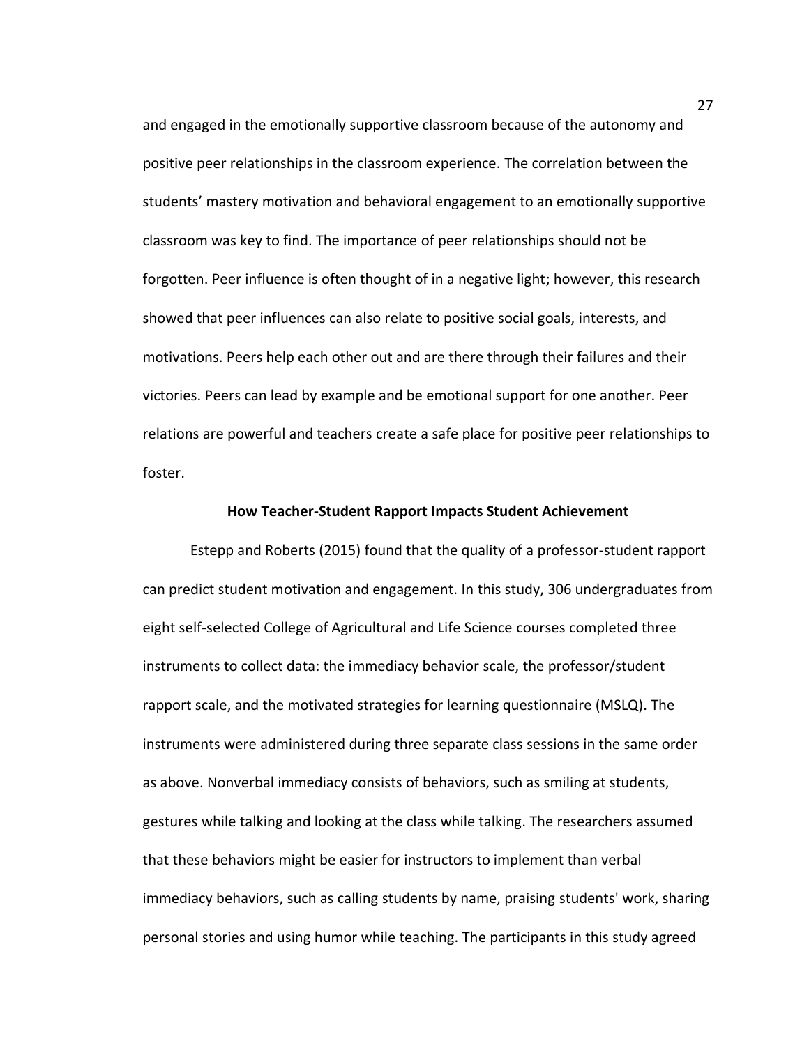and engaged in the emotionally supportive classroom because of the autonomy and positive peer relationships in the classroom experience. The correlation between the students' mastery motivation and behavioral engagement to an emotionally supportive classroom was key to find. The importance of peer relationships should not be forgotten. Peer influence is often thought of in a negative light; however, this research showed that peer influences can also relate to positive social goals, interests, and motivations. Peers help each other out and are there through their failures and their victories. Peers can lead by example and be emotional support for one another. Peer relations are powerful and teachers create a safe place for positive peer relationships to foster.

## How Teacher-Student Rapport Impacts Student Achievement

Estepp and Roberts (2015) found that the quality of a professor-student rapport can predict student motivation and engagement. In this study, 306 undergraduates from eight self-selected College of Agricultural and Life Science courses completed three instruments to collect data: the immediacy behavior scale, the professor/student rapport scale, and the motivated strategies for learning questionnaire (MSLQ). The instruments were administered during three separate class sessions in the same order as above. Nonverbal immediacy consists of behaviors, such as smiling at students, gestures while talking and looking at the class while talking. The researchers assumed that these behaviors might be easier for instructors to implement than verbal immediacy behaviors, such as calling students by name, praising students' work, sharing personal stories and using humor while teaching. The participants in this study agreed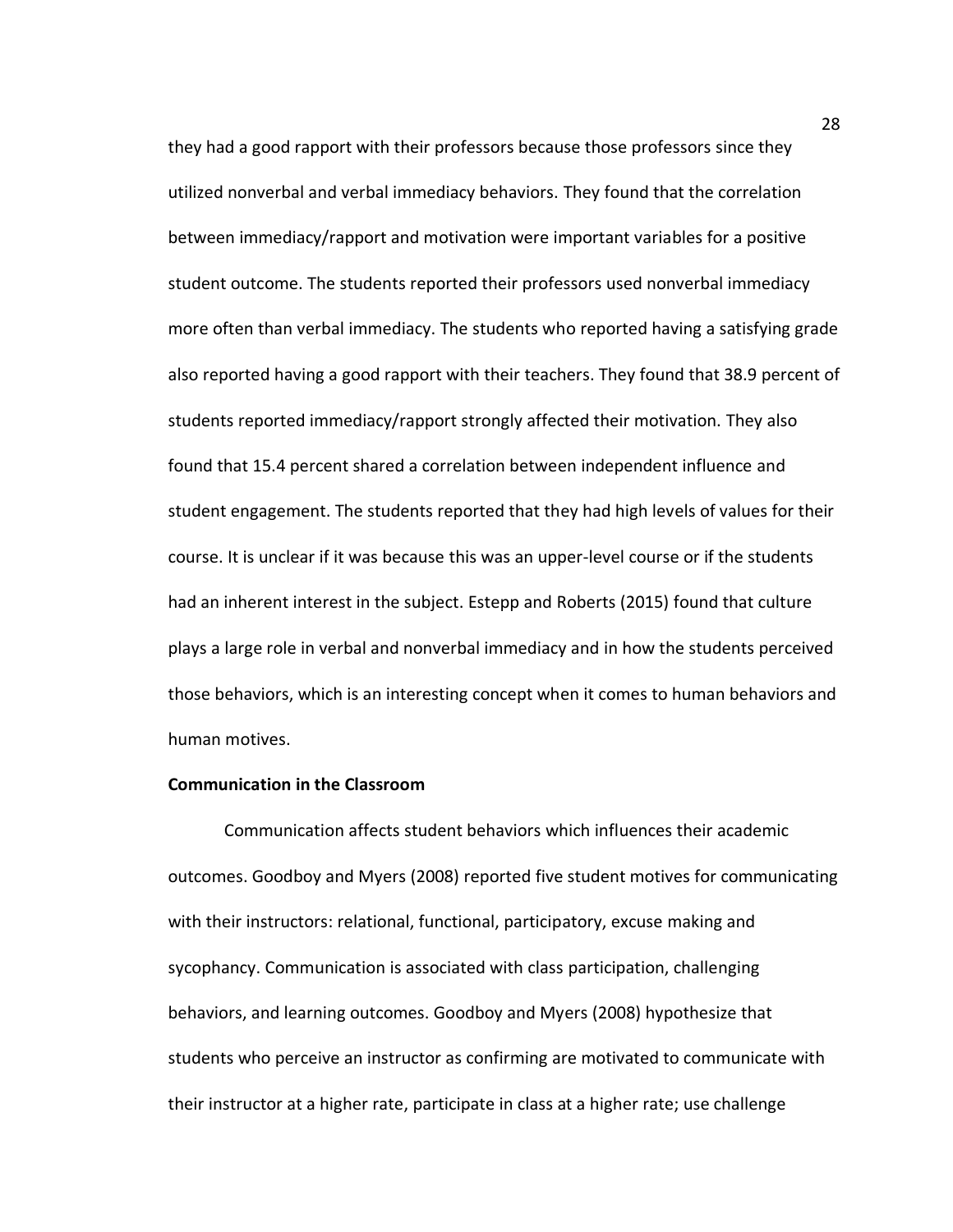they had a good rapport with their professors because those professors since they utilized nonverbal and verbal immediacy behaviors. They found that the correlation between immediacy/rapport and motivation were important variables for a positive student outcome. The students reported their professors used nonverbal immediacy more often than verbal immediacy. The students who reported having a satisfying grade also reported having a good rapport with their teachers. They found that 38.9 percent of students reported immediacy/rapport strongly affected their motivation. They also found that 15.4 percent shared a correlation between independent influence and student engagement. The students reported that they had high levels of values for their course. It is unclear if it was because this was an upper-level course or if the students had an inherent interest in the subject. Estepp and Roberts (2015) found that culture plays a large role in verbal and nonverbal immediacy and in how the students perceived those behaviors, which is an interesting concept when it comes to human behaviors and human motives.

**Communication in the Classroom**

Communication affects student behaviors which influences their academic outcomes. Goodboy and Myers (2008) reported five student motives for communicating with their instructors: relational, functional, participatory, excuse making and sycophancy. Communication is associated with class participation, challenging behaviors, and learning outcomes. Goodboy and Myers (2008) hypothesize that students who perceive an instructor as confirming are motivated to communicate with their instructor at a higher rate, participate in class at a higher rate; use challenge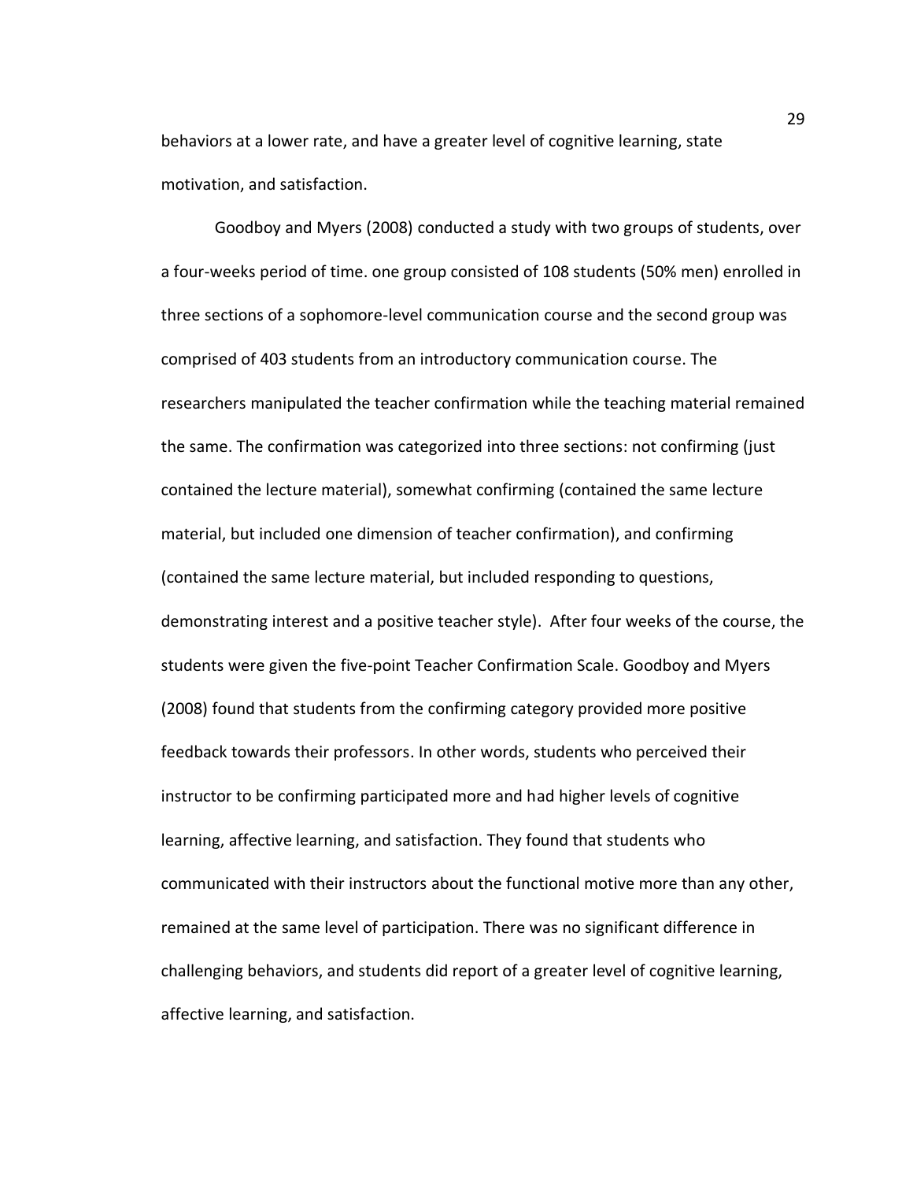behaviors at a lower rate, and have a greater level of cognitive learning, state motivation, and satisfaction.

Goodboy and Myers (2008) conducted a study with two groups of students, over a four-weeks period of time. one group consisted of 108 students (50% men) enrolled in three sections of a sophomore-level communication course and the second group was comprised of 403 students from an introductory communication course. The researchers manipulated the teacher confirmation while the teaching material remained the same. The confirmation was categorized into three sections: not confirming (just contained the lecture material), somewhat confirming (contained the same lecture material, but included one dimension of teacher confirmation), and confirming (contained the same lecture material, but included responding to questions, demonstrating interest and a positive teacher style). After four weeks of the course, the students were given the five-point Teacher Confirmation Scale. Goodboy and Myers (2008) found that students from the confirming category provided more positive feedback towards their professors. In other words, students who perceived their instructor to be confirming participated more and had higher levels of cognitive learning, affective learning, and satisfaction. They found that students who communicated with their instructors about the functional motive more than any other, remained at the same level of participation. There was no significant difference in challenging behaviors, and students did report of a greater level of cognitive learning, affective learning, and satisfaction.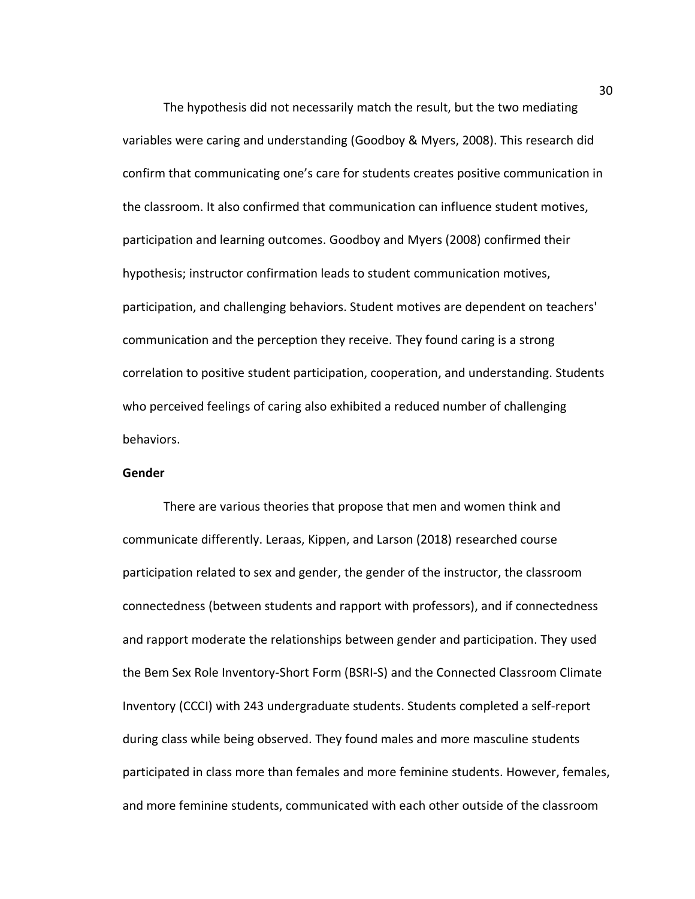The hypothesis did not necessarily match the result, but the two mediating variables were caring and understanding (Goodboy & Myers, 2008). This research did confirm that communicating one's care for students creates positive communication in the classroom. It also confirmed that communication can influence student motives, participation and learning outcomes. Goodboy and Myers (2008) confirmed their hypothesis; instructor confirmation leads to student communication motives, participation, and challenging behaviors. Student motives are dependent on teachers' communication and the perception they receive. They found caring is a strong correlation to positive student participation, cooperation, and understanding. Students who perceived feelings of caring also exhibited a reduced number of challenging behaviors.

**Gender**

There are various theories that propose that men and women think and communicate differently. Leraas, Kippen, and Larson (2018) researched course participation related to sex and gender, the gender of the instructor, the classroom connectedness (between students and rapport with professors), and if connectedness and rapport moderate the relationships between gender and participation. They used the Bem Sex Role Inventory-Short Form (BSRI-S) and the Connected Classroom Climate Inventory (CCCI) with 243 undergraduate students. Students completed a self-report during class while being observed. They found males and more masculine students participated in class more than females and more feminine students. However, females, and more feminine students, communicated with each other outside of the classroom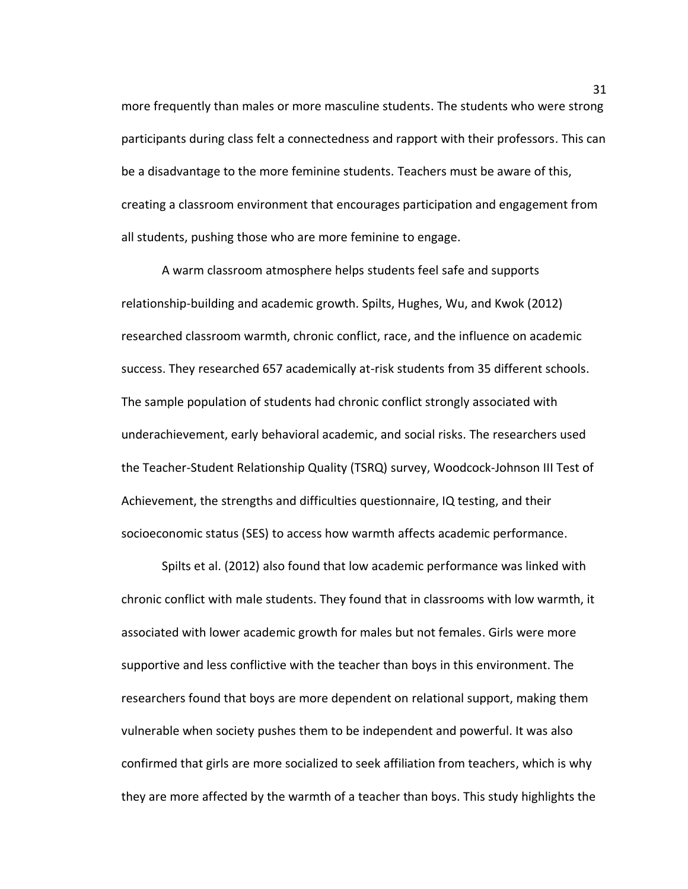more frequently than males or more masculine students. The students who were strong participants during class felt a connectedness and rapport with their professors. This can be a disadvantage to the more feminine students. Teachers must be aware of this, creating a classroom environment that encourages participation and engagement from all students, pushing those who are more feminine to engage.

A warm classroom atmosphere helps students feel safe and supports relationship-building and academic growth. Spilts, Hughes, Wu, and Kwok (2012) researched classroom warmth, chronic conflict, race, and the influence on academic success. They researched 657 academically at-risk students from 35 different schools. The sample population of students had chronic conflict strongly associated with underachievement, early behavioral academic, and social risks. The researchers used the Teacher-Student Relationship Quality (TSRQ) survey, Woodcock-Johnson III Test of Achievement, the strengths and difficulties questionnaire, IQ testing, and their socioeconomic status (SES) to access how warmth affects academic performance.

Spilts et al. (2012) also found that low academic performance was linked with chronic conflict with male students. They found that in classrooms with low warmth, it associated with lower academic growth for males but not females. Girls were more supportive and less conflictive with the teacher than boys in this environment. The researchers found that boys are more dependent on relational support, making them vulnerable when society pushes them to be independent and powerful. It was also confirmed that girls are more socialized to seek affiliation from teachers, which is why they are more affected by the warmth of a teacher than boys. This study highlights the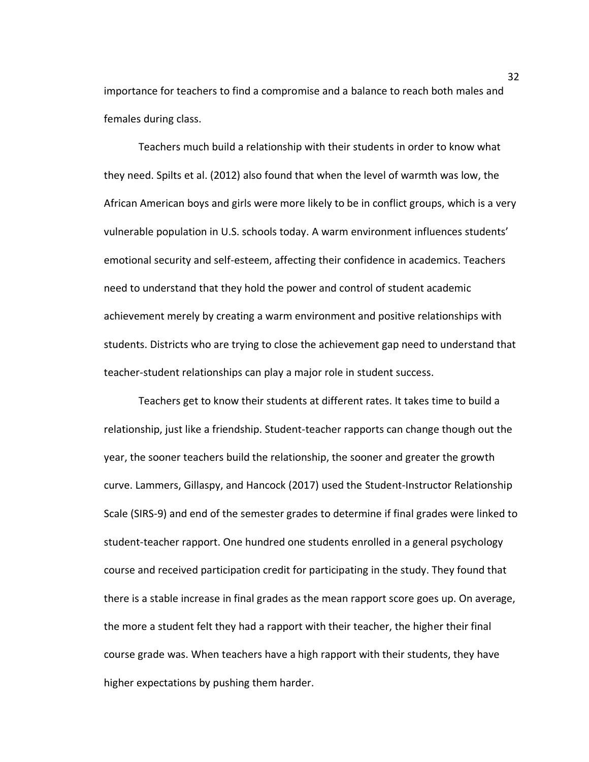importance for teachers to find a compromise and a balance to reach both males and females during class.

Teachers much build a relationship with their students in order to know what they need. Spilts et al. (2012) also found that when the level of warmth was low, the African American boys and girls were more likely to be in conflict groups, which is a very vulnerable population in U.S. schools today. A warm environment influences students' emotional security and self-esteem, affecting their confidence in academics. Teachers need to understand that they hold the power and control of student academic achievement merely by creating a warm environment and positive relationships with students. Districts who are trying to close the achievement gap need to understand that teacher-student relationships can play a major role in student success.

Teachers get to know their students at different rates. It takes time to build a relationship, just like a friendship. Student-teacher rapports can change though out the year, the sooner teachers build the relationship, the sooner and greater the growth curve. Lammers, Gillaspy, and Hancock (2017) used the Student-Instructor Relationship Scale (SIRS-9) and end of the semester grades to determine if final grades were linked to student-teacher rapport. One hundred one students enrolled in a general psychology course and received participation credit for participating in the study. They found that there is a stable increase in final grades as the mean rapport score goes up. On average, the more a student felt they had a rapport with their teacher, the higher their final course grade was. When teachers have a high rapport with their students, they have higher expectations by pushing them harder.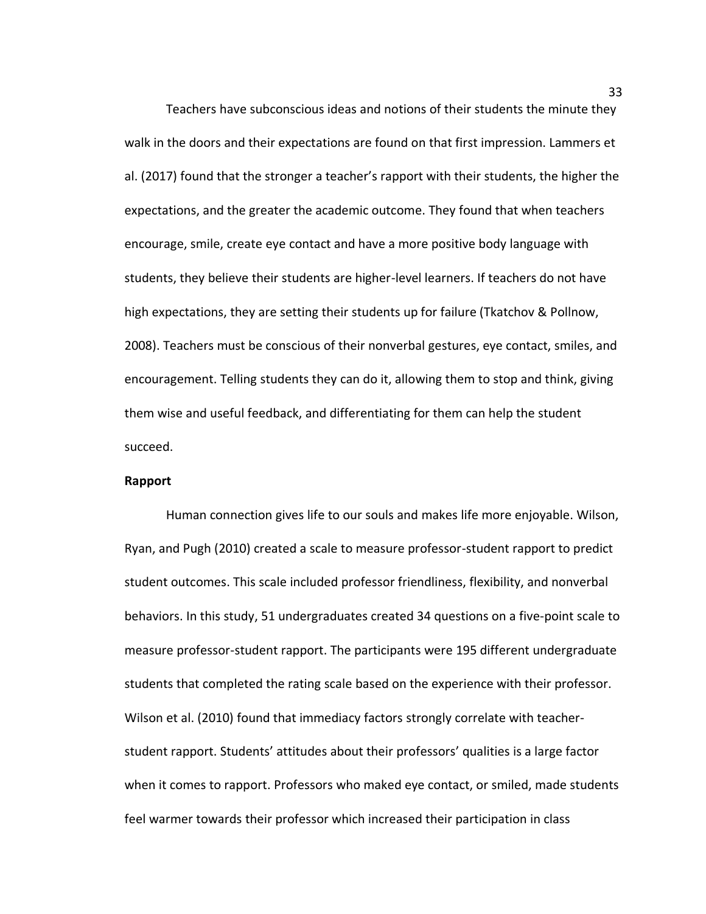Teachers have subconscious ideas and notions of their students the minute they walk in the doors and their expectations are found on that first impression. Lammers et al. (2017) found that the stronger a teacher's rapport with their students, the higher the expectations, and the greater the academic outcome. They found that when teachers encourage, smile, create eye contact and have a more positive body language with students, they believe their students are higher-level learners. If teachers do not have high expectations, they are setting their students up for failure (Tkatchov & Pollnow, 2008). Teachers must be conscious of their nonverbal gestures, eye contact, smiles, and encouragement. Telling students they can do it, allowing them to stop and think, giving them wise and useful feedback, and differentiating for them can help the student succeed.

**Rapport**

Human connection gives life to our souls and makes life more enjoyable. Wilson, Ryan, and Pugh (2010) created a scale to measure professor-student rapport to predict student outcomes. This scale included professor friendliness, flexibility, and nonverbal behaviors. In this study, 51 undergraduates created 34 questions on a five-point scale to measure professor-student rapport. The participants were 195 different undergraduate students that completed the rating scale based on the experience with their professor. Wilson et al. (2010) found that immediacy factors strongly correlate with teacher-student rapport. Students' attitudes about their professors' qualities is a large factor when it comes to rapport. Professors who maked eye contact, or smiled, made students feel warmer towards their professor which increased their participation in class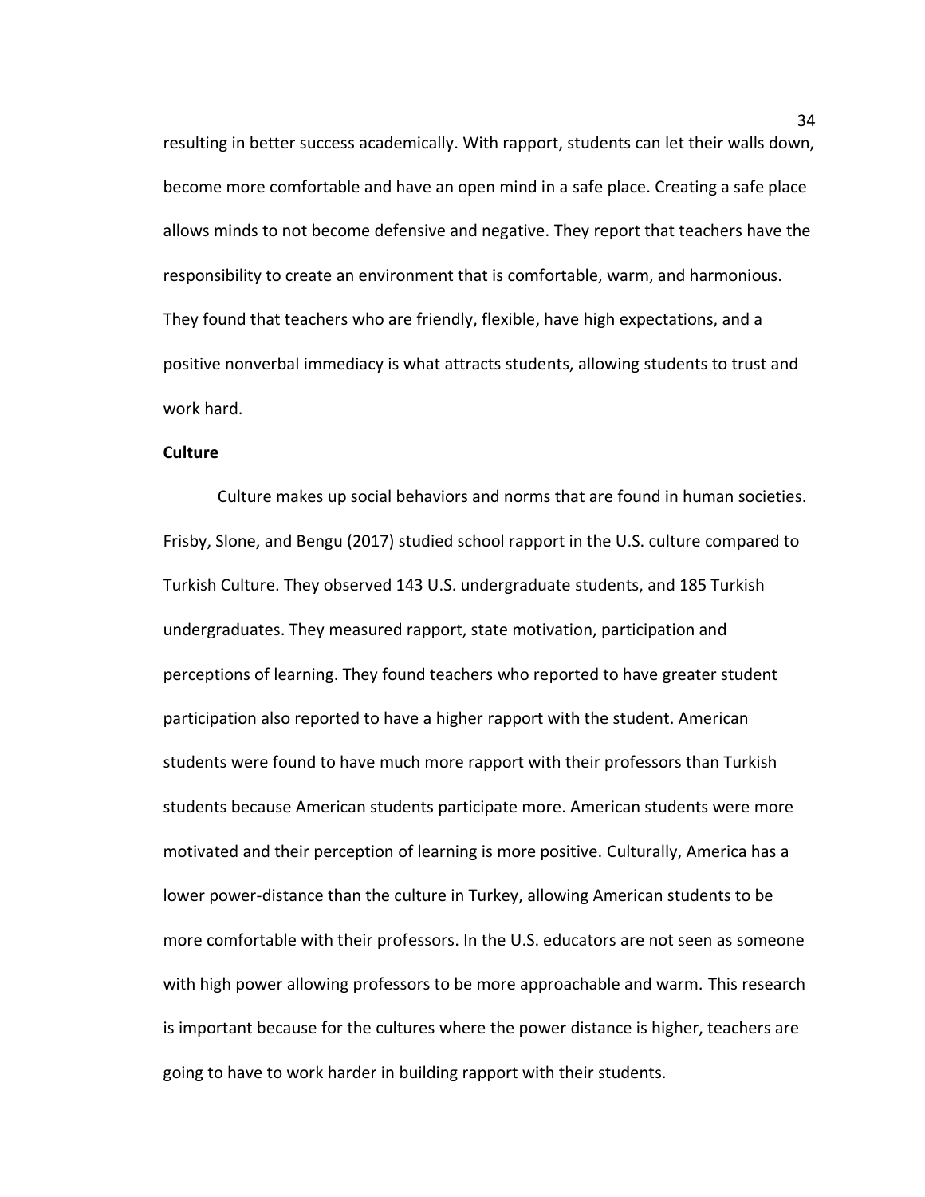resulting in better success academically. With rapport, students can let their walls down, become more comfortable and have an open mind in a safe place. Creating a safe place allows minds to not become defensive and negative. They report that teachers have the responsibility to create an environment that is comfortable, warm, and harmonious. They found that teachers who are friendly, flexible, have high expectations, and a positive nonverbal immediacy is what attracts students, allowing students to trust and work hard.

**Culture**

Culture makes up social behaviors and norms that are found in human societies. Frisby, Slone, and Bengu (2017) studied school rapport in the U.S. culture compared to Turkish Culture. They observed 143 U.S. undergraduate students, and 185 Turkish undergraduates. They measured rapport, state motivation, participation and perceptions of learning. They found teachers who reported to have greater student participation also reported to have a higher rapport with the student. American students were found to have much more rapport with their professors than Turkish students because American students participate more. American students were more motivated and their perception of learning is more positive. Culturally, America has a lower power-distance than the culture in Turkey, allowing American students to be more comfortable with their professors. In the U.S. educators are not seen as someone with high power allowing professors to be more approachable and warm. This research is important because for the cultures where the power distance is higher, teachers are going to have to work harder in building rapport with their students.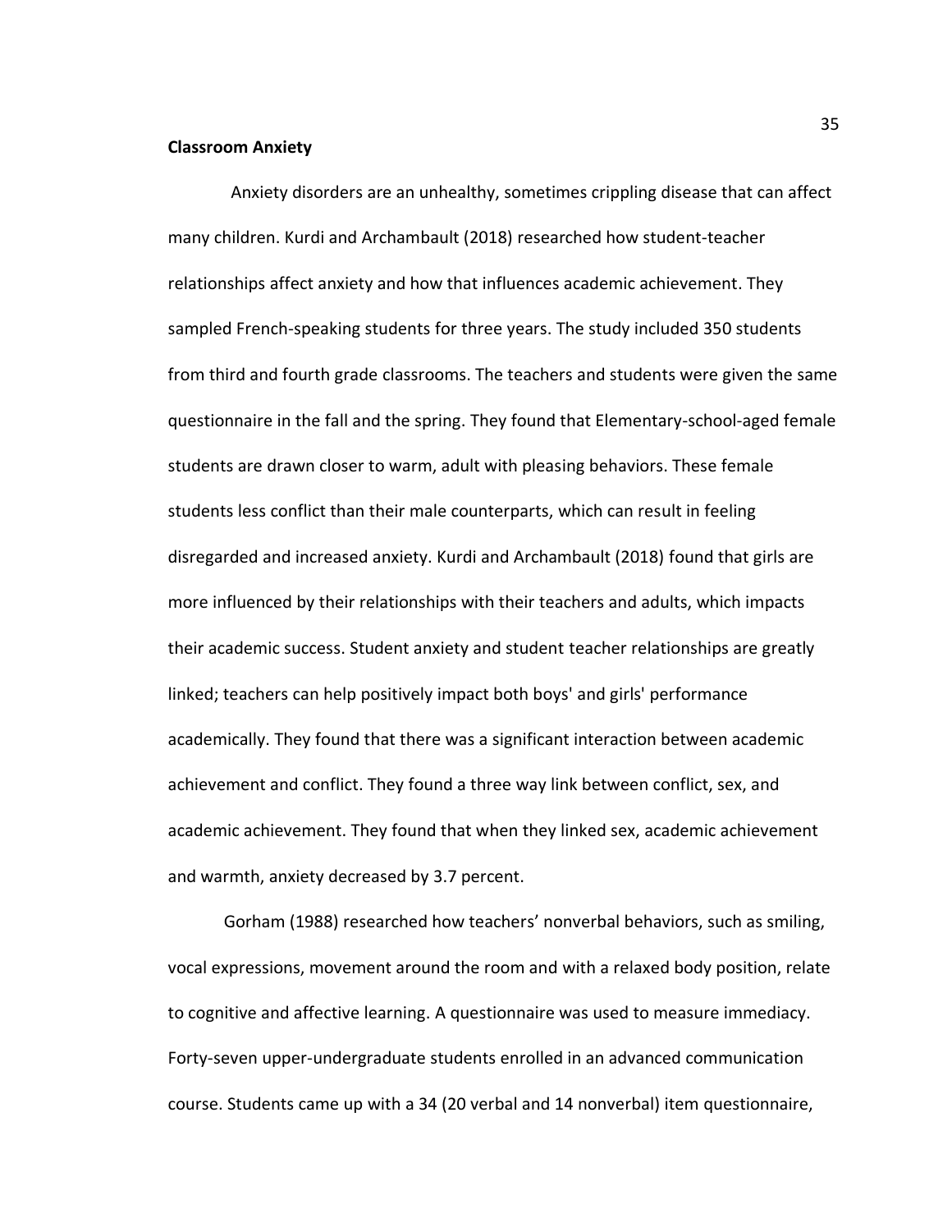**Classroom Anxiety**

Anxiety disorders are an unhealthy, sometimes crippling disease that can affect many children. Kurdi and Archambault (2018) researched how student-teacher relationships affect anxiety and how that influences academic achievement. They sampled French-speaking students for three years. The study included 350 students from third and fourth grade classrooms. The teachers and students were given the same questionnaire in the fall and the spring. They found that Elementary-school-aged female students are drawn closer to warm, adult with pleasing behaviors. These female students less conflict than their male counterparts, which can result in feeling disregarded and increased anxiety. Kurdi and Archambault (2018) found that girls are more influenced by their relationships with their teachers and adults, which impacts their academic success. Student anxiety and student teacher relationships are greatly linked; teachers can help positively impact both boys' and girls' performance academically. They found that there was a significant interaction between academic achievement and conflict. They found a three way link between conflict, sex, and academic achievement. They found that when they linked sex, academic achievement and warmth, anxiety decreased by 3.7 percent.

Gorham (1988) researched how teachers' nonverbal behaviors, such as smiling, vocal expressions, movement around the room and with a relaxed body position, relate to cognitive and affective learning. A questionnaire was used to measure immediacy. Forty-seven upper-undergraduate students enrolled in an advanced communication course. Students came up with a 34 (20 verbal and 14 nonverbal) item questionnaire,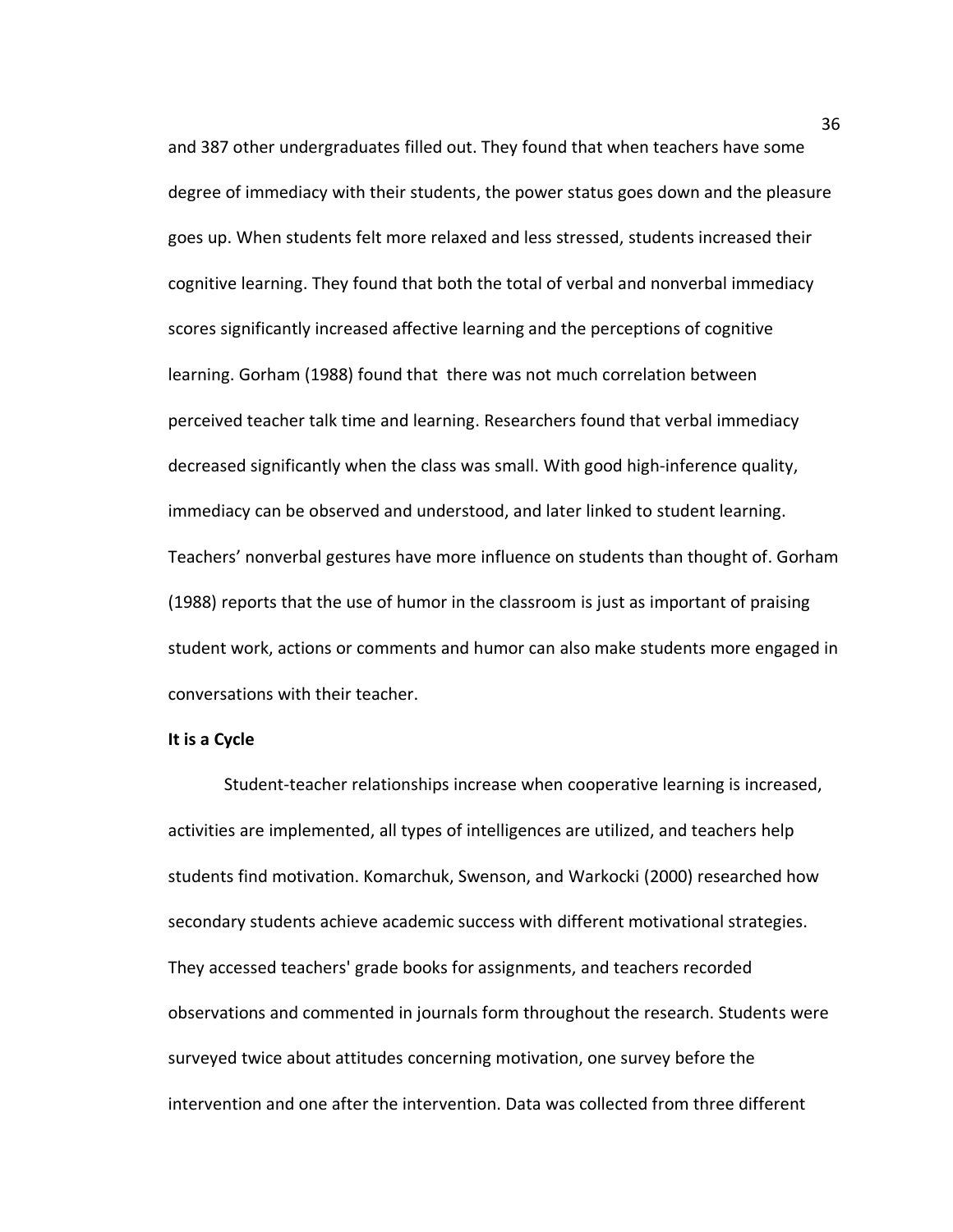and 387 other undergraduates filled out. They found that when teachers have some degree of immediacy with their students, the power status goes down and the pleasure goes up. When students felt more relaxed and less stressed, students increased their cognitive learning. They found that both the total of verbal and nonverbal immediacy scores significantly increased affective learning and the perceptions of cognitive learning. Gorham (1988) found that there was not much correlation between perceived teacher talk time and learning. Researchers found that verbal immediacy decreased significantly when the class was small. With good high-inference quality, immediacy can be observed and understood, and later linked to student learning. Teachers' nonverbal gestures have more influence on students than thought of. Gorham (1988) reports that the use of humor in the classroom is just as important of praising student work, actions or comments and humor can also make students more engaged in conversations with their teacher.

**It is a Cycle**

Student-teacher relationships increase when cooperative learning is increased, activities are implemented, all types of intelligences are utilized, and teachers help students find motivation. Komarchuk, Swenson, and Warkocki (2000) researched how secondary students achieve academic success with different motivational strategies. They accessed teachers' grade books for assignments, and teachers recorded observations and commented in journals form throughout the research. Students were surveyed twice about attitudes concerning motivation, one survey before the intervention and one after the intervention. Data was collected from three different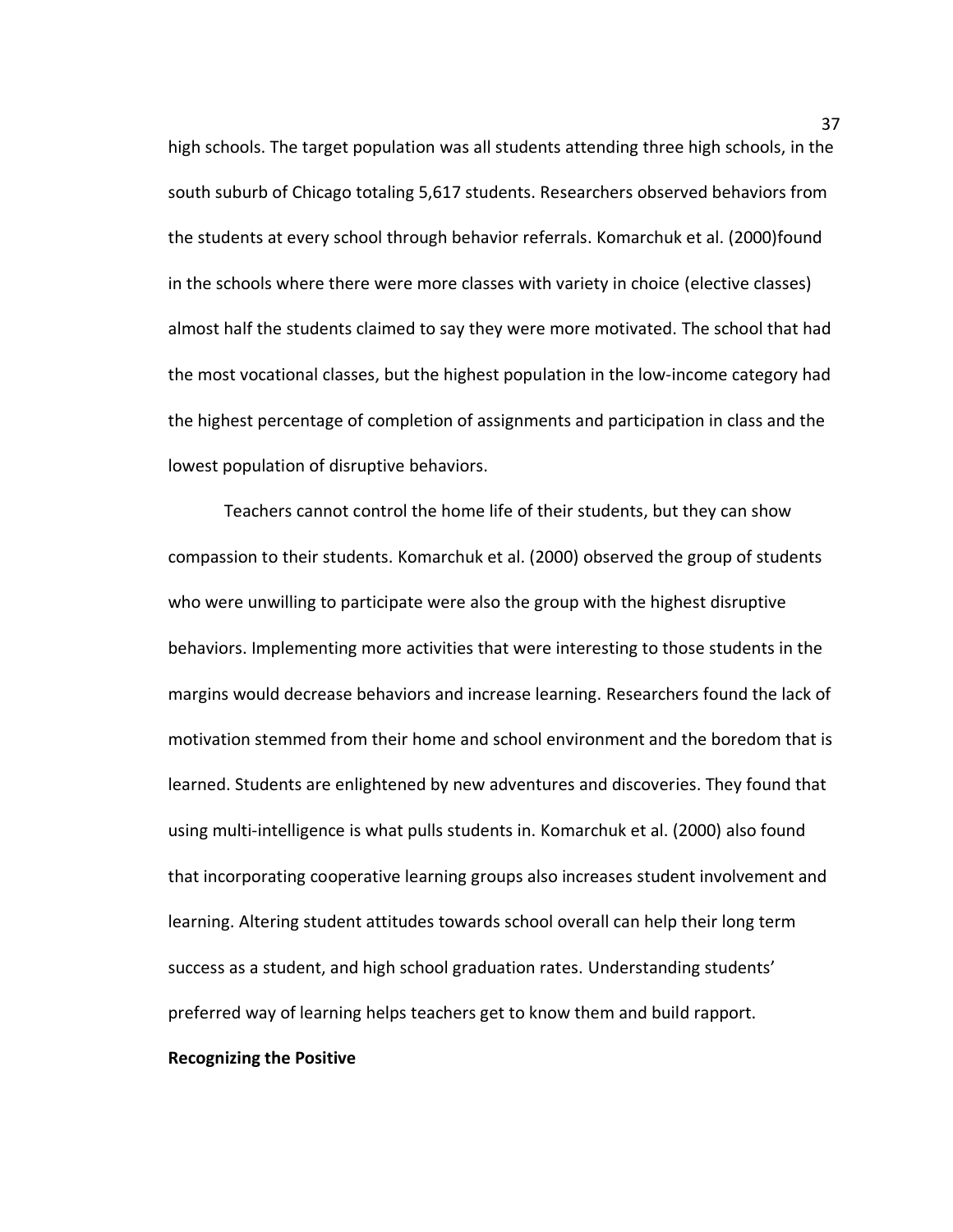high schools. The target population was all students attending three high schools, in the south suburb of Chicago totaling 5,617 students. Researchers observed behaviors from the students at every school through behavior referrals. Komarchuk et al. (2000)found in the schools where there were more classes with variety in choice (elective classes) almost half the students claimed to say they were more motivated. The school that had the most vocational classes, but the highest population in the low-income category had the highest percentage of completion of assignments and participation in class and the lowest population of disruptive behaviors.

Teachers cannot control the home life of their students, but they can show compassion to their students. Komarchuk et al. (2000) observed the group of students who were unwilling to participate were also the group with the highest disruptive behaviors. Implementing more activities that were interesting to those students in the margins would decrease behaviors and increase learning. Researchers found the lack of motivation stemmed from their home and school environment and the boredom that is learned. Students are enlightened by new adventures and discoveries. They found that using multi-intelligence is what pulls students in. Komarchuk et al. (2000) also found that incorporating cooperative learning groups also increases student involvement and learning. Altering student attitudes towards school overall can help their long term success as a student, and high school graduation rates. Understanding students' preferred way of learning helps teachers get to know them and build rapport.

**Recognizing the Positive**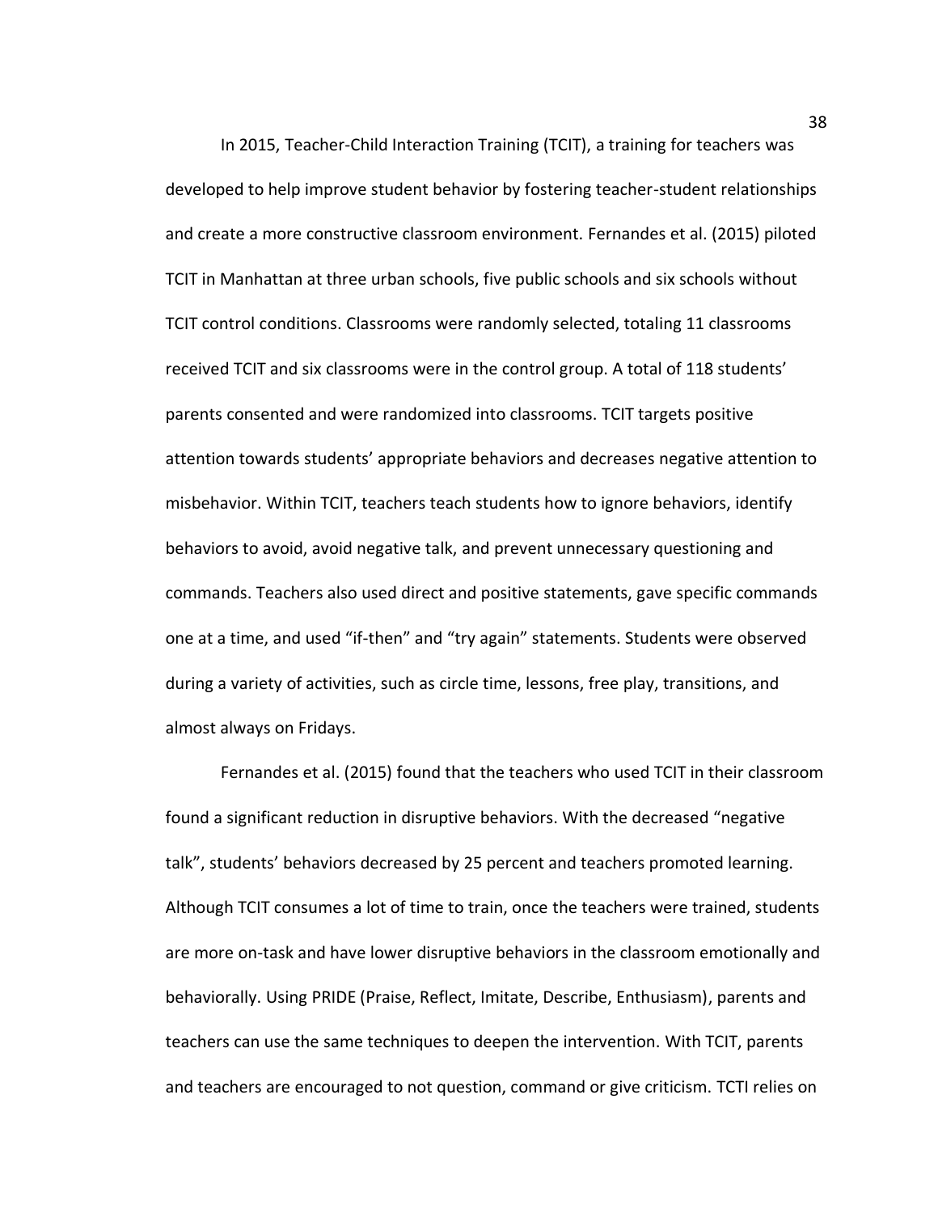In 2015, Teacher-Child Interaction Training (TCIT), a training for teachers was developed to help improve student behavior by fostering teacher-student relationships and create a more constructive classroom environment. Fernandes et al. (2015) piloted TCIT in Manhattan at three urban schools, five public schools and six schools without TCIT control conditions. Classrooms were randomly selected, totaling 11 classrooms received TCIT and six classrooms were in the control group. A total of 118 students' parents consented and were randomized into classrooms. TCIT targets positive attention towards students' appropriate behaviors and decreases negative attention to misbehavior. Within TCIT, teachers teach students how to ignore behaviors, identify behaviors to avoid, avoid negative talk, and prevent unnecessary questioning and commands. Teachers also used direct and positive statements, gave specific commands one at a time, and used "if-then" and "try again" statements. Students were observed during a variety of activities, such as circle time, lessons, free play, transitions, and almost always on Fridays.

Fernandes et al. (2015) found that the teachers who used TCIT in their classroom found a significant reduction in disruptive behaviors. With the decreased "negative talk", students' behaviors decreased by 25 percent and teachers promoted learning. Although TCIT consumes a lot of time to train, once the teachers were trained, students are more on-task and have lower disruptive behaviors in the classroom emotionally and behaviorally. Using PRIDE (Praise, Reflect, Imitate, Describe, Enthusiasm), parents and teachers can use the same techniques to deepen the intervention. With TCIT, parents and teachers are encouraged to not question, command or give criticism. TCTI relies on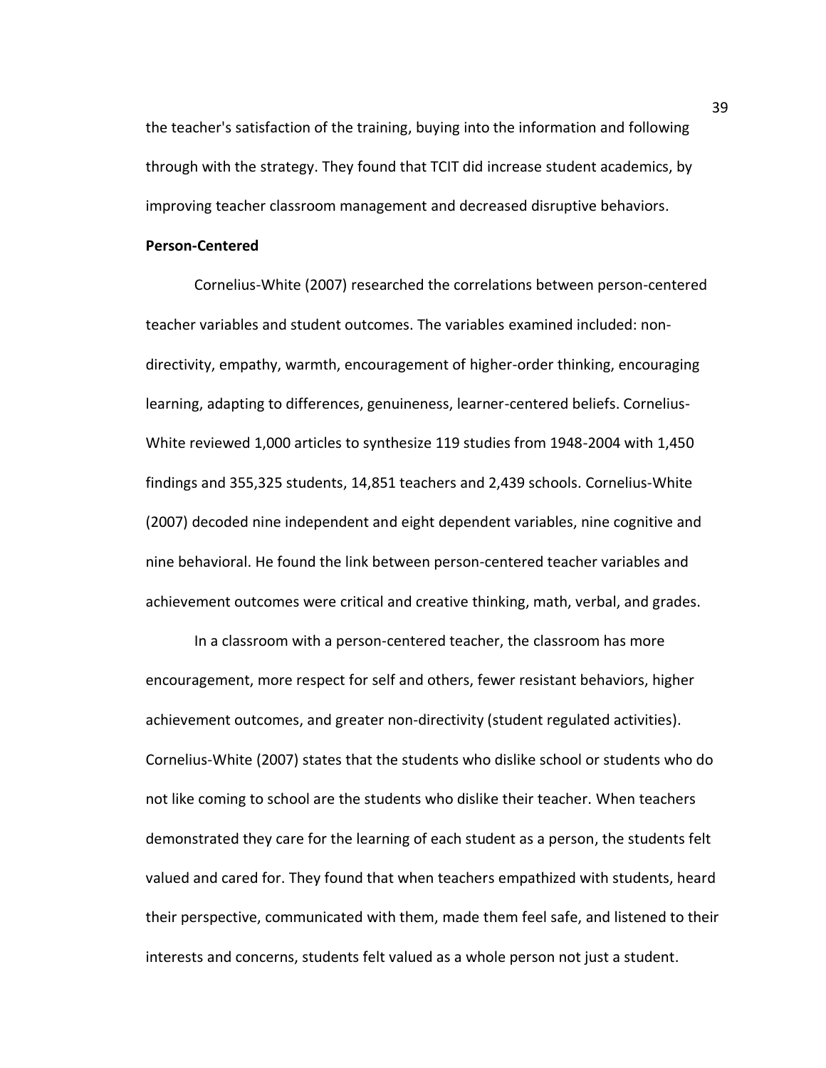the teacher's satisfaction of the training, buying into the information and following through with the strategy. They found that TCIT did increase student academics, by improving teacher classroom management and decreased disruptive behaviors.

**Person-Centered**

Cornelius-White (2007) researched the correlations between person-centered teacher variables and student outcomes. The variables examined included: non-directivity, empathy, warmth, encouragement of higher-order thinking, encouraging learning, adapting to differences, genuineness, learner-centered beliefs. Cornelius-White reviewed 1,000 articles to synthesize 119 studies from 1948-2004 with 1,450 findings and 355,325 students, 14,851 teachers and 2,439 schools. Cornelius-White (2007) decoded nine independent and eight dependent variables, nine cognitive and nine behavioral. He found the link between person-centered teacher variables and achievement outcomes were critical and creative thinking, math, verbal, and grades.

In a classroom with a person-centered teacher, the classroom has more encouragement, more respect for self and others, fewer resistant behaviors, higher achievement outcomes, and greater non-directivity (student regulated activities). Cornelius-White (2007) states that the students who dislike school or students who do not like coming to school are the students who dislike their teacher. When teachers demonstrated they care for the learning of each student as a person, the students felt valued and cared for. They found that when teachers empathized with students, heard their perspective, communicated with them, made them feel safe, and listened to their interests and concerns, students felt valued as a whole person not just a student.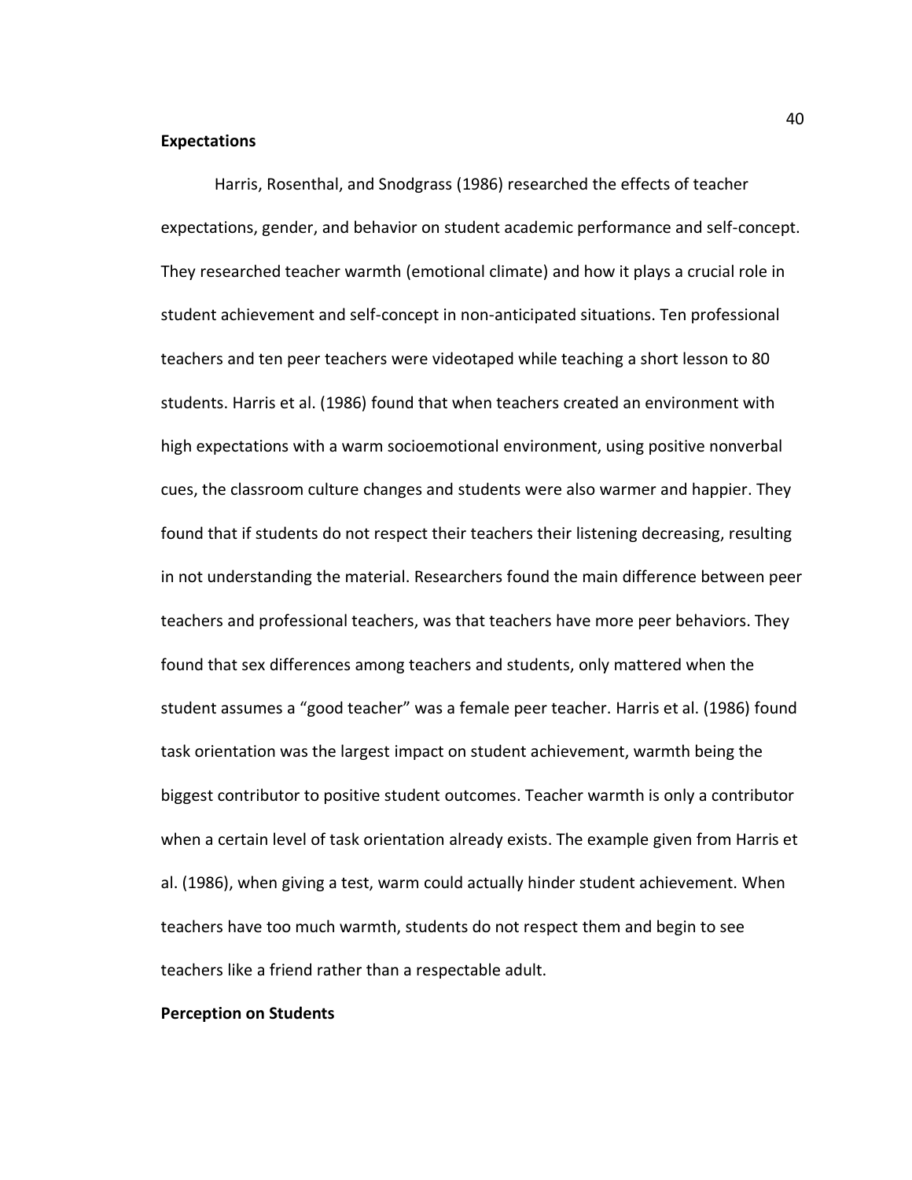**Expectations**

Harris, Rosenthal, and Snodgrass (1986) researched the effects of teacher expectations, gender, and behavior on student academic performance and self-concept. They researched teacher warmth (emotional climate) and how it plays a crucial role in student achievement and self-concept in non-anticipated situations. Ten professional teachers and ten peer teachers were videotaped while teaching a short lesson to 80 students. Harris et al. (1986) found that when teachers created an environment with high expectations with a warm socioemotional environment, using positive nonverbal cues, the classroom culture changes and students were also warmer and happier. They found that if students do not respect their teachers their listening decreasing, resulting in not understanding the material. Researchers found the main difference between peer teachers and professional teachers, was that teachers have more peer behaviors. They found that sex differences among teachers and students, only mattered when the student assumes a "good teacher" was a female peer teacher. Harris et al. (1986) found task orientation was the largest impact on student achievement, warmth being the biggest contributor to positive student outcomes. Teacher warmth is only a contributor when a certain level of task orientation already exists. The example given from Harris et al. (1986), when giving a test, warm could actually hinder student achievement. When teachers have too much warmth, students do not respect them and begin to see teachers like a friend rather than a respectable adult.

**Perception on Students**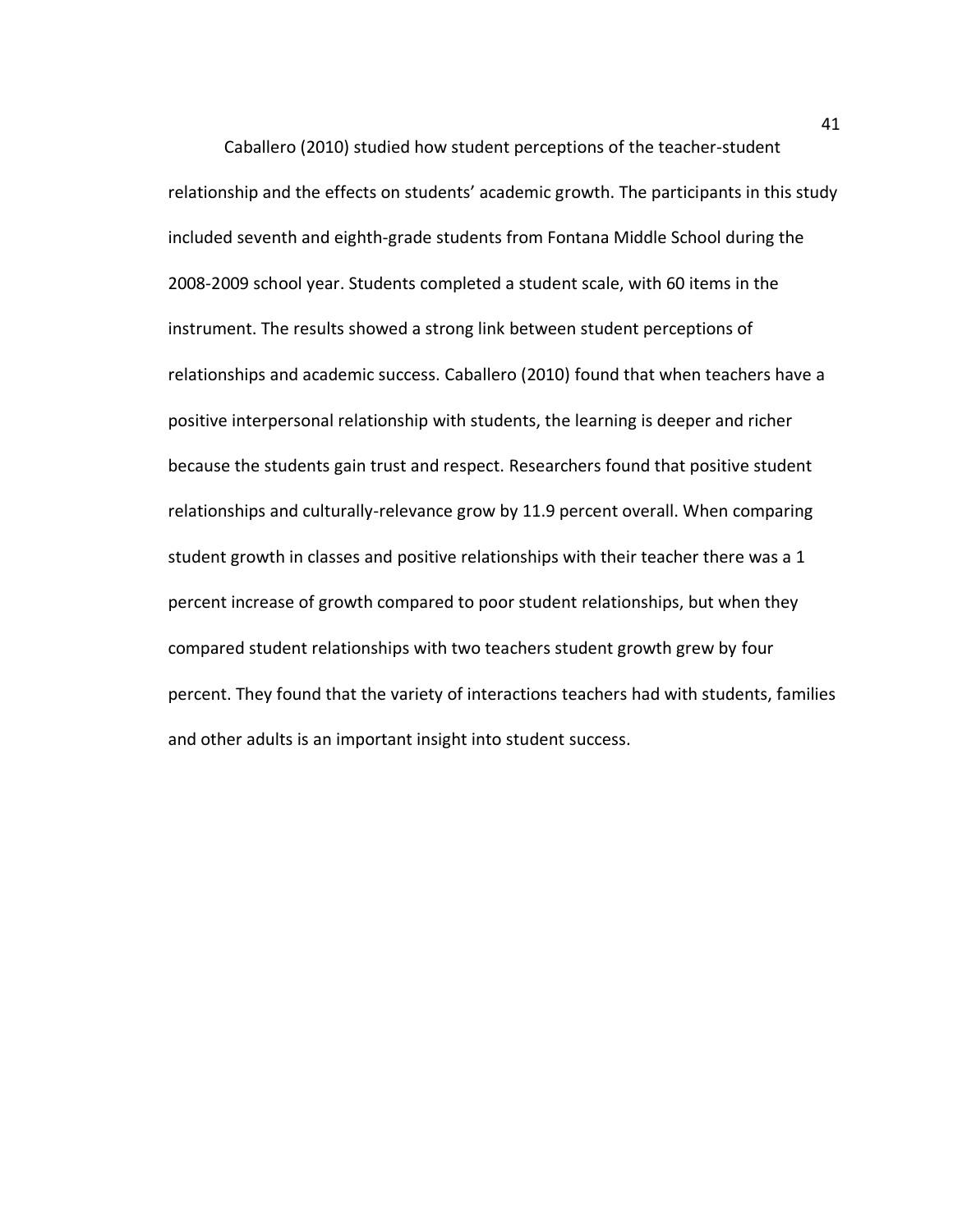Caballero (2010) studied how student perceptions of the teacher-student relationship and the effects on students' academic growth. The participants in this study included seventh and eighth-grade students from Fontana Middle School during the 2008-2009 school year. Students completed a student scale, with 60 items in the instrument. The results showed a strong link between student perceptions of relationships and academic success. Caballero (2010) found that when teachers have a positive interpersonal relationship with students, the learning is deeper and richer because the students gain trust and respect. Researchers found that positive student relationships and culturally-relevance grow by 11.9 percent overall. When comparing student growth in classes and positive relationships with their teacher there was a 1 percent increase of growth compared to poor student relationships, but when they compared student relationships with two teachers student growth grew by four percent. They found that the variety of interactions teachers had with students, families and other adults is an important insight into student success.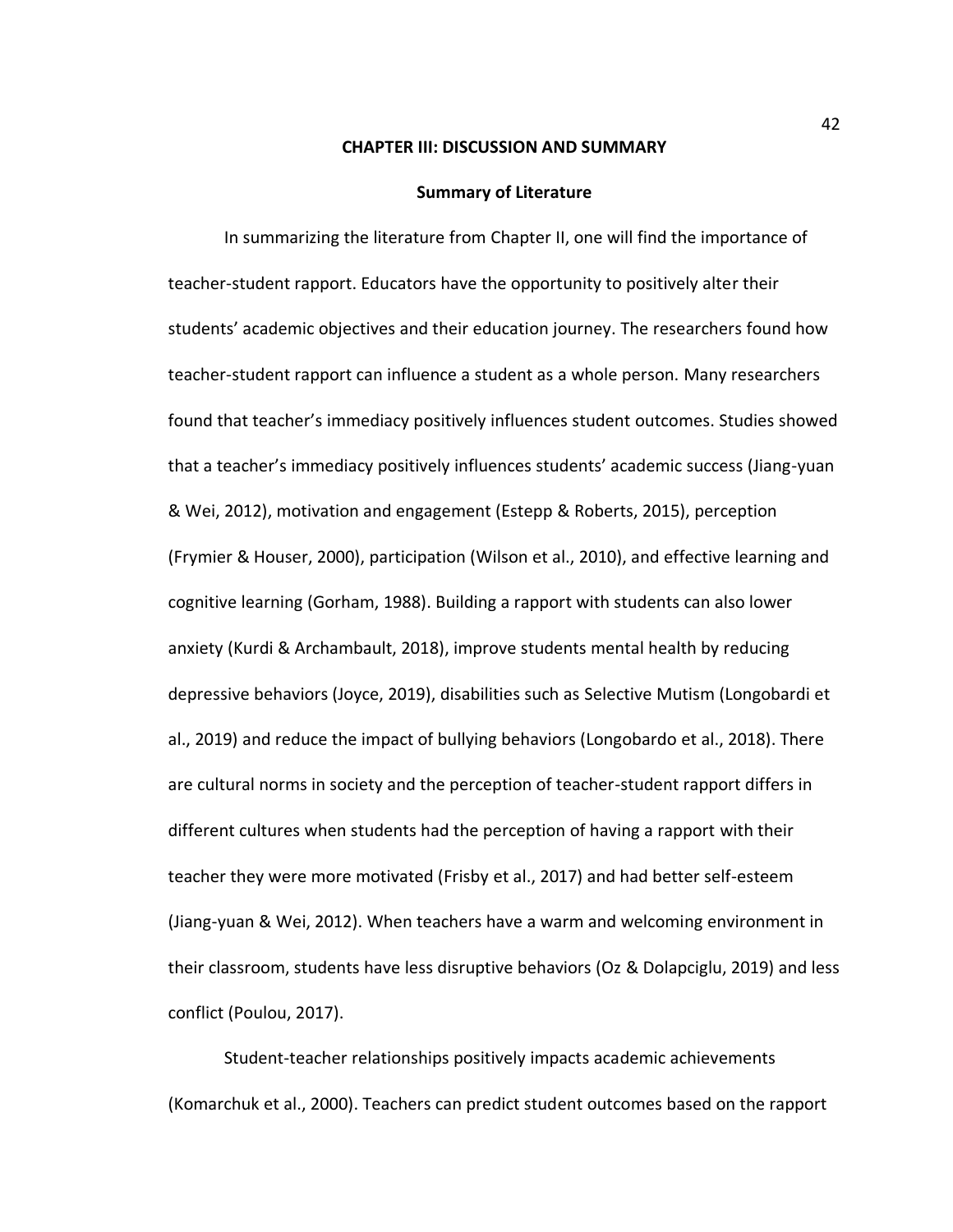# CHAPTER III: DISCUSSION AND SUMMARY

## Summary of Literature

In summarizing the literature from Chapter II, one will find the importance of teacher-student rapport. Educators have the opportunity to positively alter their students' academic objectives and their education journey. The researchers found how teacher-student rapport can influence a student as a whole person. Many researchers found that teacher's immediacy positively influences student outcomes. Studies showed that a teacher's immediacy positively influences students' academic success (Jiang-yuan & Wei, 2012), motivation and engagement (Estepp & Roberts, 2015), perception (Frymier & Houser, 2000), participation (Wilson et al., 2010), and effective learning and cognitive learning (Gorham, 1988). Building a rapport with students can also lower anxiety (Kurdi & Archambault, 2018), improve students mental health by reducing depressive behaviors (Joyce, 2019), disabilities such as Selective Mutism (Longobardi et al., 2019) and reduce the impact of bullying behaviors (Longobardo et al., 2018). There are cultural norms in society and the perception of teacher-student rapport differs in different cultures when students had the perception of having a rapport with their teacher they were more motivated (Frisby et al., 2017) and had better self-esteem (Jiang-yuan & Wei, 2012). When teachers have a warm and welcoming environment in their classroom, students have less disruptive behaviors (Oz & Dolapciglu, 2019) and less conflict (Poulou, 2017).

Student-teacher relationships positively impacts academic achievements (Komarchuk et al., 2000). Teachers can predict student outcomes based on the rapport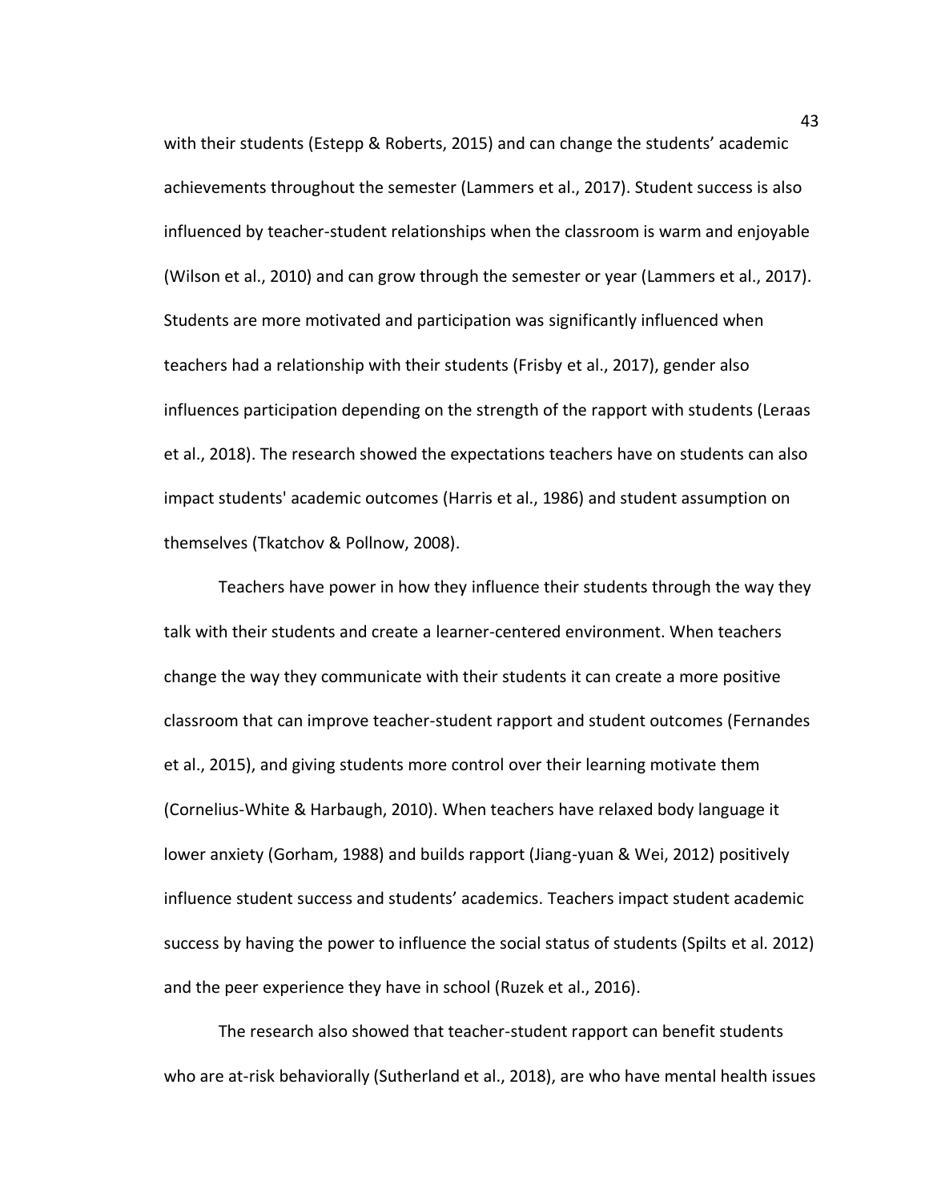with their students (Estepp & Roberts, 2015) and can change the students' academic achievements throughout the semester (Lammers et al., 2017). Student success is also influenced by teacher-student relationships when the classroom is warm and enjoyable (Wilson et al., 2010) and can grow through the semester or year (Lammers et al., 2017). Students are more motivated and participation was significantly influenced when teachers had a relationship with their students (Frisby et al., 2017), gender also influences participation depending on the strength of the rapport with students (Leraas et al., 2018). The research showed the expectations teachers have on students can also impact students' academic outcomes (Harris et al., 1986) and student assumption on themselves (Tkatchov & Pollnow, 2008).

Teachers have power in how they influence their students through the way they talk with their students and create a learner-centered environment. When teachers change the way they communicate with their students it can create a more positive classroom that can improve teacher-student rapport and student outcomes (Fernandes et al., 2015), and giving students more control over their learning motivate them (Cornelius-White & Harbaugh, 2010). When teachers have relaxed body language it lower anxiety (Gorham, 1988) and builds rapport (Jiang-yuan & Wei, 2012) positively influence student success and students' academics. Teachers impact student academic success by having the power to influence the social status of students (Spilts et al. 2012) and the peer experience they have in school (Ruzek et al., 2016).

The research also showed that teacher-student rapport can benefit students who are at-risk behaviorally (Sutherland et al., 2018), are who have mental health issues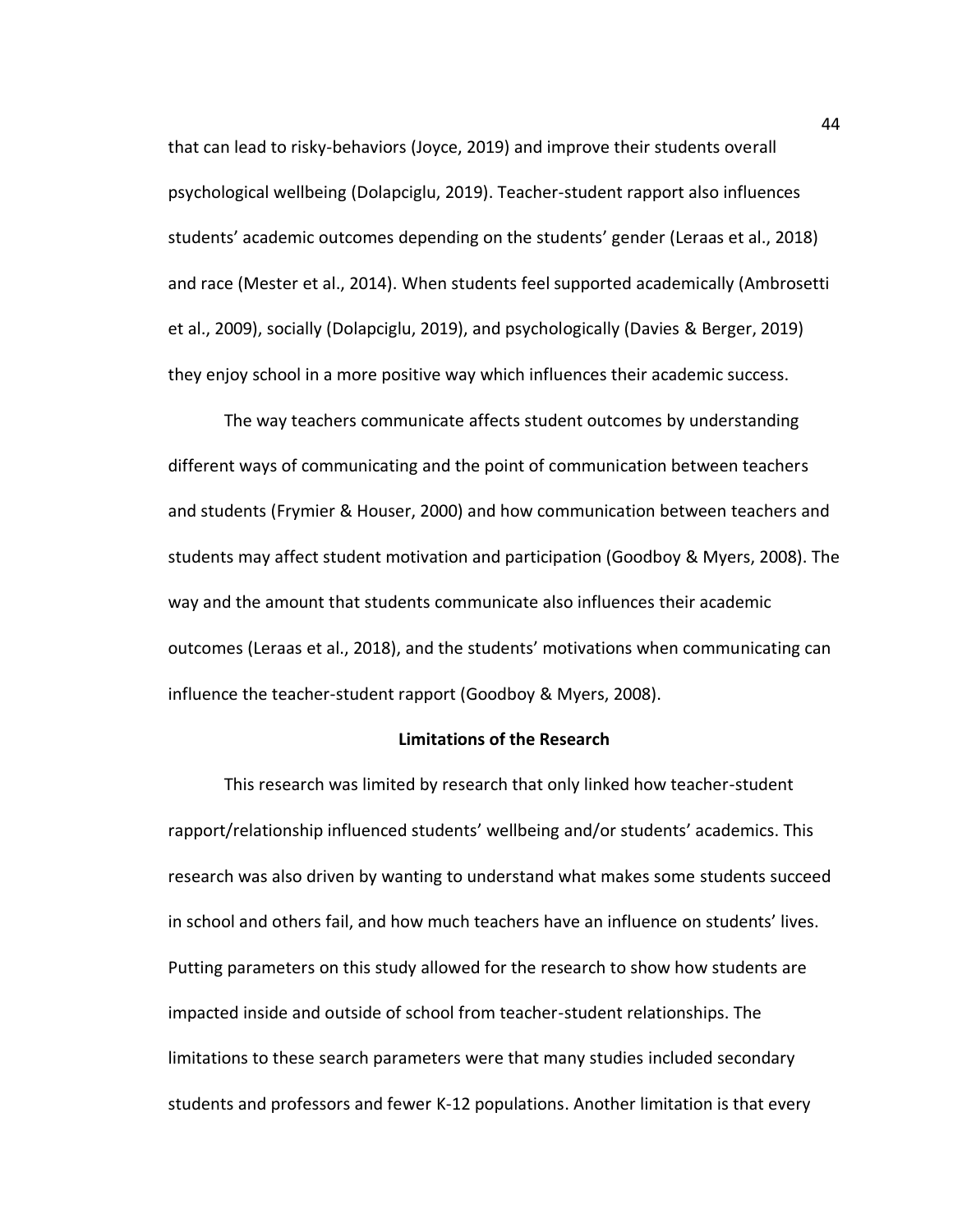that can lead to risky-behaviors (Joyce, 2019) and improve their students overall psychological wellbeing (Dolapciglu, 2019). Teacher-student rapport also influences students' academic outcomes depending on the students' gender (Leraas et al., 2018) and race (Mester et al., 2014). When students feel supported academically (Ambrosetti et al., 2009), socially (Dolapciglu, 2019), and psychologically (Davies & Berger, 2019) they enjoy school in a more positive way which influences their academic success.

The way teachers communicate affects student outcomes by understanding different ways of communicating and the point of communication between teachers and students (Frymier & Houser, 2000) and how communication between teachers and students may affect student motivation and participation (Goodboy & Myers, 2008). The way and the amount that students communicate also influences their academic outcomes (Leraas et al., 2018), and the students' motivations when communicating can influence the teacher-student rapport (Goodboy & Myers, 2008).

## Limitations of the Research

This research was limited by research that only linked how teacher-student rapport/relationship influenced students' wellbeing and/or students' academics. This research was also driven by wanting to understand what makes some students succeed in school and others fail, and how much teachers have an influence on students' lives. Putting parameters on this study allowed for the research to show how students are impacted inside and outside of school from teacher-student relationships. The limitations to these search parameters were that many studies included secondary students and professors and fewer K-12 populations. Another limitation is that every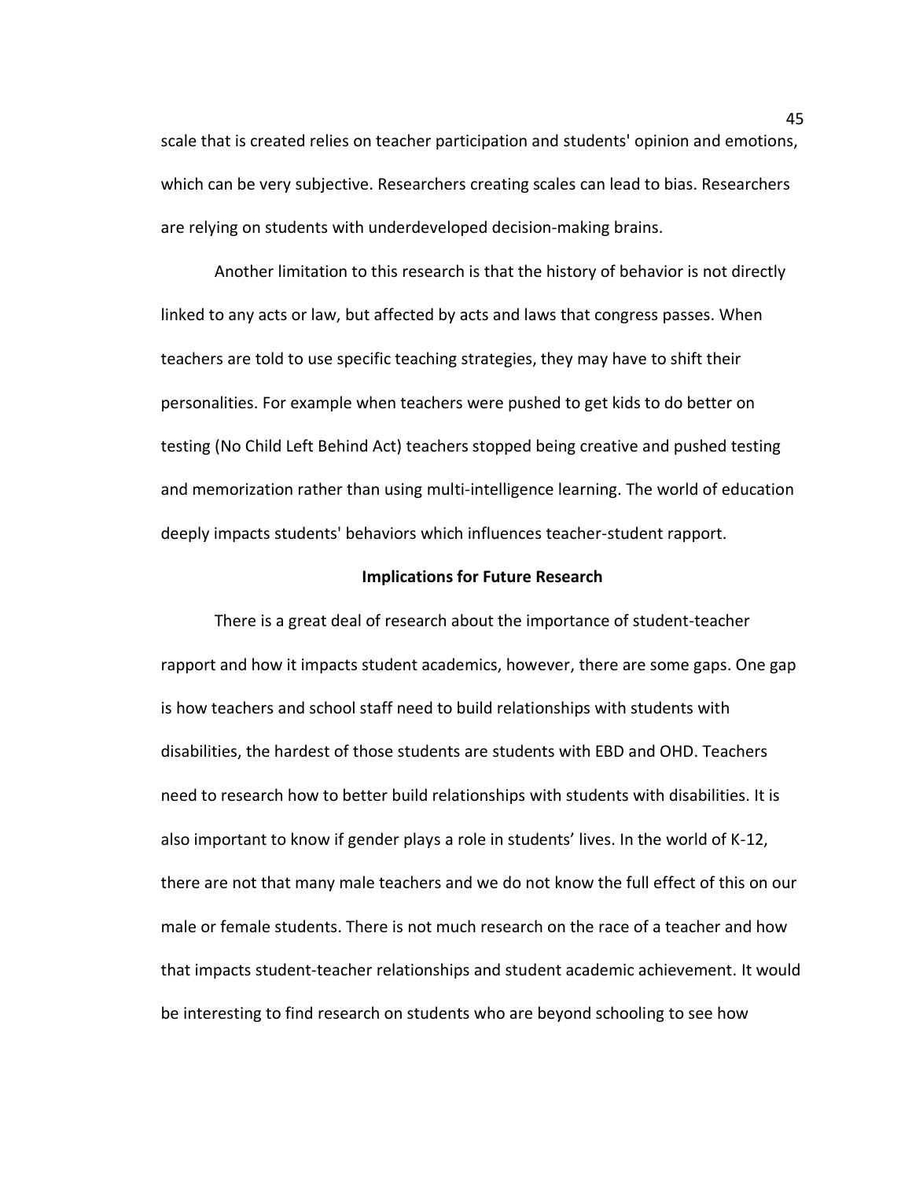scale that is created relies on teacher participation and students' opinion and emotions, which can be very subjective. Researchers creating scales can lead to bias. Researchers are relying on students with underdeveloped decision-making brains.

Another limitation to this research is that the history of behavior is not directly linked to any acts or law, but affected by acts and laws that congress passes. When teachers are told to use specific teaching strategies, they may have to shift their personalities. For example when teachers were pushed to get kids to do better on testing (No Child Left Behind Act) teachers stopped being creative and pushed testing and memorization rather than using multi-intelligence learning. The world of education deeply impacts students' behaviors which influences teacher-student rapport.

### Implications for Future Research

There is a great deal of research about the importance of student-teacher rapport and how it impacts student academics, however, there are some gaps. One gap is how teachers and school staff need to build relationships with students with disabilities, the hardest of those students are students with EBD and OHD. Teachers need to research how to better build relationships with students with disabilities. It is also important to know if gender plays a role in students' lives. In the world of K-12, there are not that many male teachers and we do not know the full effect of this on our male or female students. There is not much research on the race of a teacher and how that impacts student-teacher relationships and student academic achievement. It would be interesting to find research on students who are beyond schooling to see how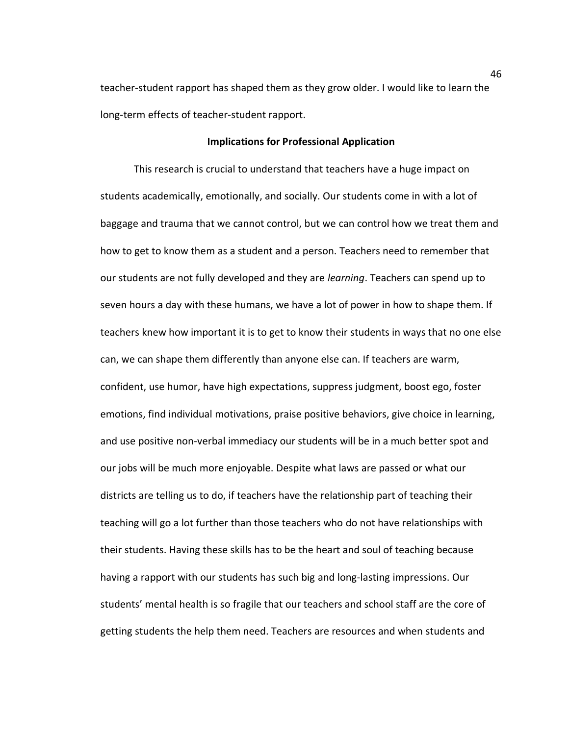teacher-student rapport has shaped them as they grow older. I would like to learn the long-term effects of teacher-student rapport.

### Implications for Professional Application

This research is crucial to understand that teachers have a huge impact on students academically, emotionally, and socially. Our students come in with a lot of baggage and trauma that we cannot control, but we can control how we treat them and how to get to know them as a student and a person. Teachers need to remember that our students are not fully developed and they are *learning*. Teachers can spend up to seven hours a day with these humans, we have a lot of power in how to shape them. If teachers knew how important it is to get to know their students in ways that no one else can, we can shape them differently than anyone else can. If teachers are warm, confident, use humor, have high expectations, suppress judgment, boost ego, foster emotions, find individual motivations, praise positive behaviors, give choice in learning, and use positive non-verbal immediacy our students will be in a much better spot and our jobs will be much more enjoyable. Despite what laws are passed or what our districts are telling us to do, if teachers have the relationship part of teaching their teaching will go a lot further than those teachers who do not have relationships with their students. Having these skills has to be the heart and soul of teaching because having a rapport with our students has such big and long-lasting impressions. Our students' mental health is so fragile that our teachers and school staff are the core of getting students the help them need. Teachers are resources and when students and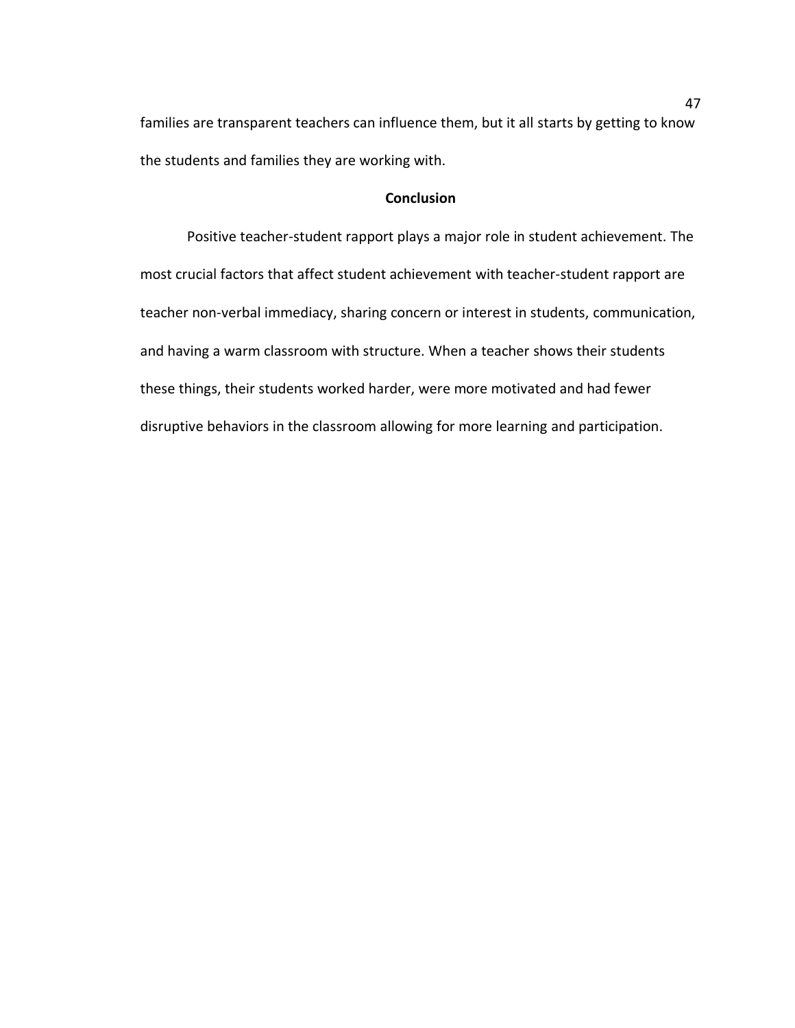families are transparent teachers can influence them, but it all starts by getting to know the students and families they are working with.

## Conclusion

Positive teacher-student rapport plays a major role in student achievement. The most crucial factors that affect student achievement with teacher-student rapport are teacher non-verbal immediacy, sharing concern or interest in students, communication, and having a warm classroom with structure. When a teacher shows their students these things, their students worked harder, were more motivated and had fewer disruptive behaviors in the classroom allowing for more learning and participation.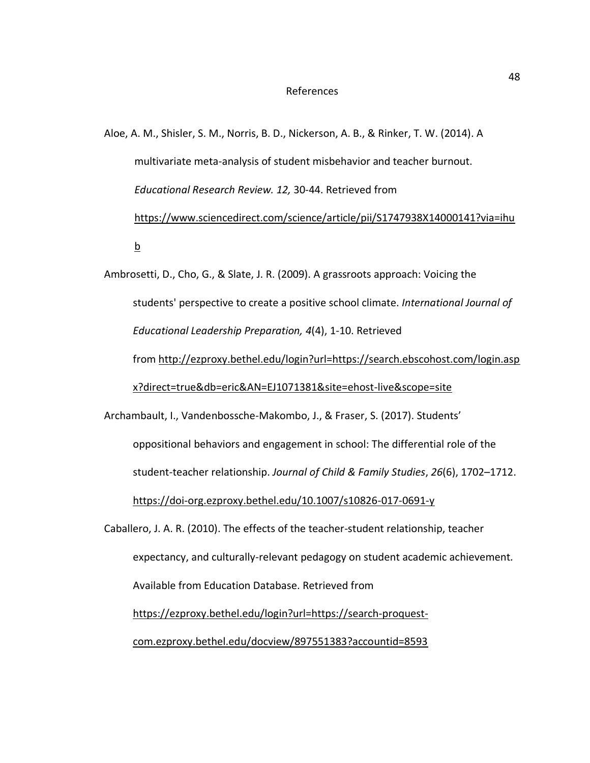# References

Aloe, A. M., Shisler, S. M., Norris, B. D., Nickerson, A. B., & Rinker, T. W. (2014). A multivariate meta-analysis of student misbehavior and teacher burnout. *Educational Research Review. 12,* 30-44. Retrieved from https://www.sciencedirect.com/science/article/pii/S1747938X14000141?via=ihub

Ambrosetti, D., Cho, G., & Slate, J. R. (2009). A grassroots approach: Voicing the students' perspective to create a positive school climate. *International Journal of Educational Leadership Preparation, 4*(4), 1-10. Retrieved from http://ezproxy.bethel.edu/login?url=https://search.ebscohost.com/login.aspx?direct=true&db=eric&AN=EJ1071381&site=ehost-live&scope=site

Archambault, I., Vandenbossche-Makombo, J., & Fraser, S. (2017). Students' oppositional behaviors and engagement in school: The differential role of the student-teacher relationship. *Journal of Child & Family Studies*, *26*(6), 1702–1712. https://doi-org.ezproxy.bethel.edu/10.1007/s10826-017-0691-y

Caballero, J. A. R. (2010). The effects of the teacher-student relationship, teacher expectancy, and culturally-relevant pedagogy on student academic achievement. Available from Education Database. Retrieved from https://ezproxy.bethel.edu/login?url=https://search-proquest-com.ezproxy.bethel.edu/docview/897551383?accountid=8593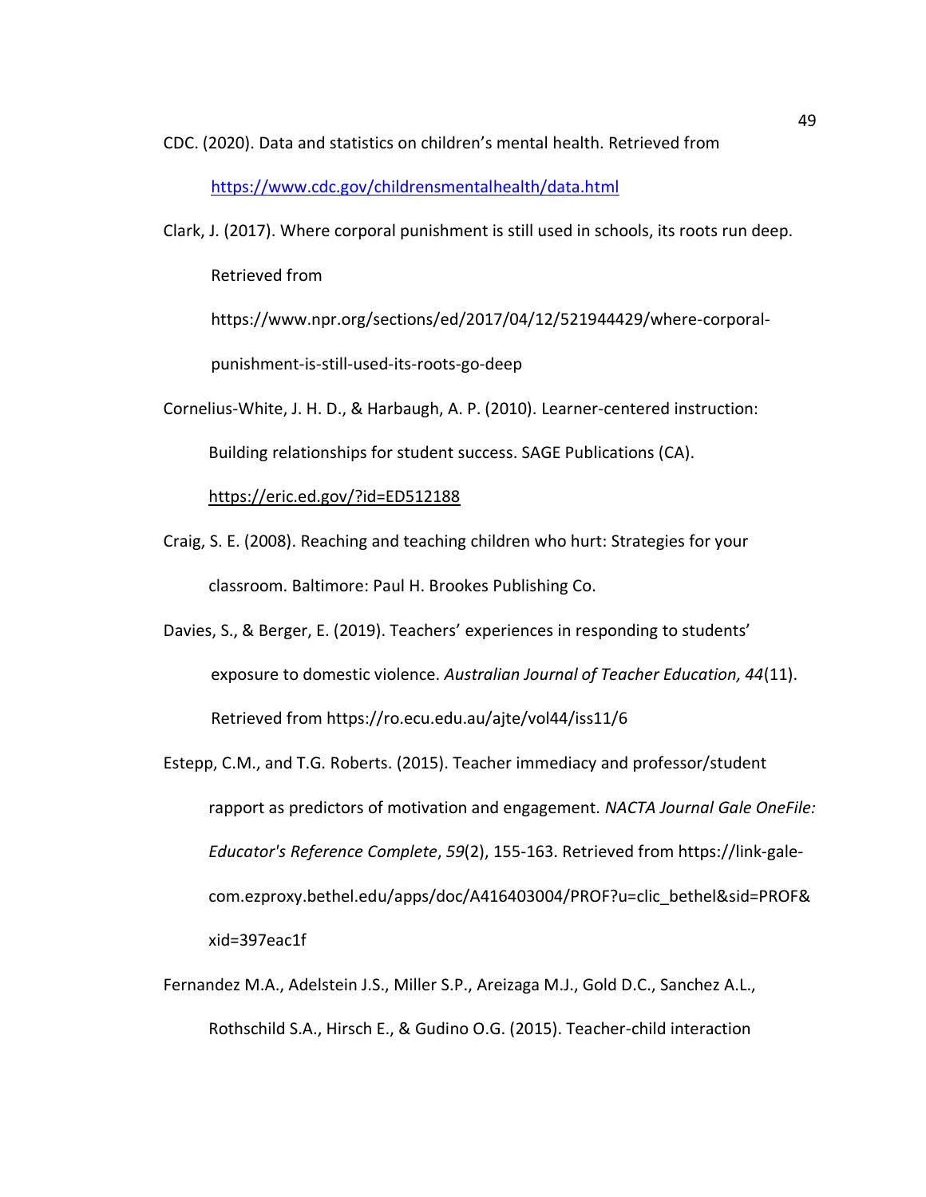CDC. (2020). Data and statistics on children's mental health. Retrieved from https://www.cdc.gov/childrensmentalhealth/data.html

Clark, J. (2017). Where corporal punishment is still used in schools, its roots run deep. Retrieved from https://www.npr.org/sections/ed/2017/04/12/521944429/where-corporal-punishment-is-still-used-its-roots-go-deep

Cornelius-White, J. H. D., & Harbaugh, A. P. (2010). Learner-centered instruction: Building relationships for student success. SAGE Publications (CA). https://eric.ed.gov/?id=ED512188

Craig, S. E. (2008). Reaching and teaching children who hurt: Strategies for your classroom. Baltimore: Paul H. Brookes Publishing Co.

Davies, S., & Berger, E. (2019). Teachers' experiences in responding to students' exposure to domestic violence. *Australian Journal of Teacher Education, 44*(11). Retrieved from https://ro.ecu.edu.au/ajte/vol44/iss11/6

Estepp, C.M., and T.G. Roberts. (2015). Teacher immediacy and professor/student rapport as predictors of motivation and engagement. *NACTA Journal Gale OneFile: Educator's Reference Complete*, *59*(2), 155-163. Retrieved from https://link-gale-com.ezproxy.bethel.edu/apps/doc/A416403004/PROF?u=clic_bethel&sid=PROF&xid=397eac1f

Fernandez M.A., Adelstein J.S., Miller S.P., Areizaga M.J., Gold D.C., Sanchez A.L., Rothschild S.A., Hirsch E., & Gudino O.G. (2015). Teacher-child interaction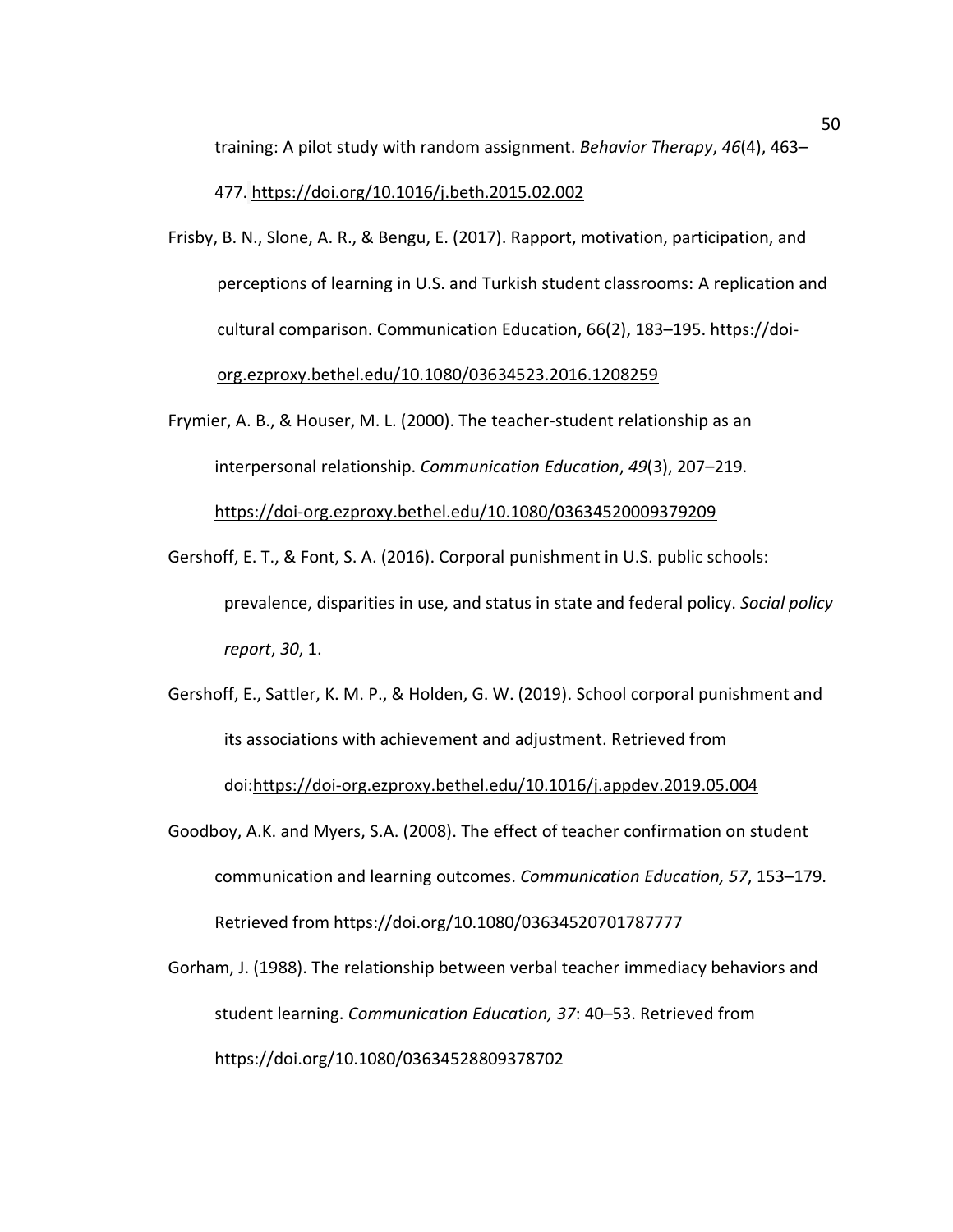training: A pilot study with random assignment. *Behavior Therapy*, *46*(4), 463–477. https://doi.org/10.1016/j.beth.2015.02.002

Frisby, B. N., Slone, A. R., & Bengu, E. (2017). Rapport, motivation, participation, and perceptions of learning in U.S. and Turkish student classrooms: A replication and cultural comparison. Communication Education, 66(2), 183–195. https://doi-org.ezproxy.bethel.edu/10.1080/03634523.2016.1208259

Frymier, A. B., & Houser, M. L. (2000). The teacher-student relationship as an interpersonal relationship. *Communication Education*, *49*(3), 207–219. https://doi-org.ezproxy.bethel.edu/10.1080/03634520009379209

Gershoff, E. T., & Font, S. A. (2016). Corporal punishment in U.S. public schools: prevalence, disparities in use, and status in state and federal policy. *Social policy report*, *30*, 1.

Gershoff, E., Sattler, K. M. P., & Holden, G. W. (2019). School corporal punishment and its associations with achievement and adjustment. Retrieved from doi:https://doi-org.ezproxy.bethel.edu/10.1016/j.appdev.2019.05.004

Goodboy, A.K. and Myers, S.A. (2008). The effect of teacher confirmation on student communication and learning outcomes. *Communication Education, 57*, 153–179. Retrieved from https://doi.org/10.1080/03634520701787777

Gorham, J. (1988). The relationship between verbal teacher immediacy behaviors and student learning. *Communication Education, 37*: 40–53. Retrieved from https://doi.org/10.1080/03634528809378702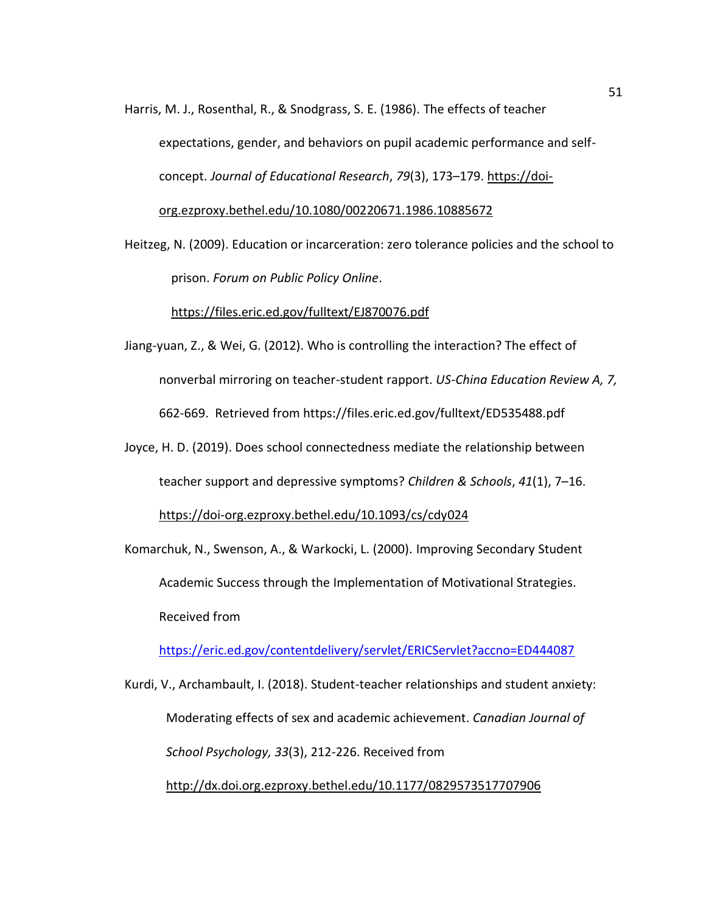Harris, M. J., Rosenthal, R., & Snodgrass, S. E. (1986). The effects of teacher expectations, gender, and behaviors on pupil academic performance and self-concept. *Journal of Educational Research*, *79*(3), 173–179. https://doi-org.ezproxy.bethel.edu/10.1080/00220671.1986.10885672

Heitzeg, N. (2009). Education or incarceration: zero tolerance policies and the school to prison. *Forum on Public Policy Online*. https://files.eric.ed.gov/fulltext/EJ870076.pdf

Jiang-yuan, Z., & Wei, G. (2012). Who is controlling the interaction? The effect of nonverbal mirroring on teacher-student rapport. *US-China Education Review A, 7,* 662-669. Retrieved from https://files.eric.ed.gov/fulltext/ED535488.pdf

Joyce, H. D. (2019). Does school connectedness mediate the relationship between teacher support and depressive symptoms? *Children & Schools*, *41*(1), 7–16. https://doi-org.ezproxy.bethel.edu/10.1093/cs/cdy024

Komarchuk, N., Swenson, A., & Warkocki, L. (2000). Improving Secondary Student Academic Success through the Implementation of Motivational Strategies. Received from https://eric.ed.gov/contentdelivery/servlet/ERICServlet?accno=ED444087

Kurdi, V., Archambault, I. (2018). Student-teacher relationships and student anxiety: Moderating effects of sex and academic achievement. *Canadian Journal of School Psychology, 33*(3), 212-226. Received from http://dx.doi.org.ezproxy.bethel.edu/10.1177/0829573517707906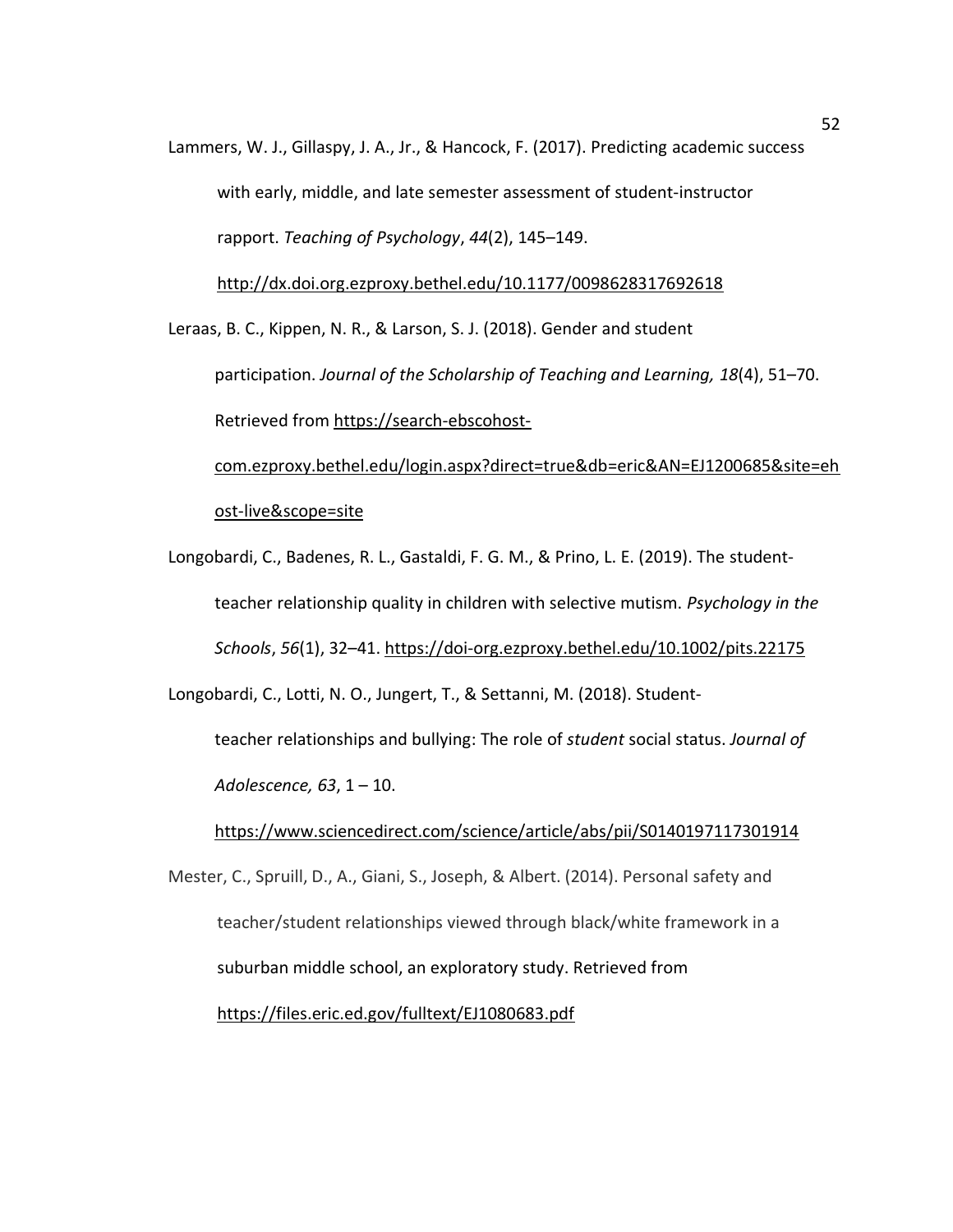Lammers, W. J., Gillaspy, J. A., Jr., & Hancock, F. (2017). Predicting academic success with early, middle, and late semester assessment of student-instructor rapport. *Teaching of Psychology*, *44*(2), 145–149. http://dx.doi.org.ezproxy.bethel.edu/10.1177/0098628317692618

Leraas, B. C., Kippen, N. R., & Larson, S. J. (2018). Gender and student participation. *Journal of the Scholarship of Teaching and Learning, 18*(4), 51–70. Retrieved from https://search-ebscohost-com.ezproxy.bethel.edu/login.aspx?direct=true&db=eric&AN=EJ1200685&site=ehost-live&scope=site

Longobardi, C., Badenes, R. L., Gastaldi, F. G. M., & Prino, L. E. (2019). The student-teacher relationship quality in children with selective mutism. *Psychology in the Schools*, *56*(1), 32–41. https://doi-org.ezproxy.bethel.edu/10.1002/pits.22175

Longobardi, C., Lotti, N. O., Jungert, T., & Settanni, M. (2018). Student-teacher relationships and bullying: The role of *student* social status. *Journal of Adolescence, 63*, 1 – 10. https://www.sciencedirect.com/science/article/abs/pii/S0140197117301914

Mester, C., Spruill, D., A., Giani, S., Joseph, & Albert. (2014). Personal safety and teacher/student relationships viewed through black/white framework in a suburban middle school, an exploratory study. Retrieved from https://files.eric.ed.gov/fulltext/EJ1080683.pdf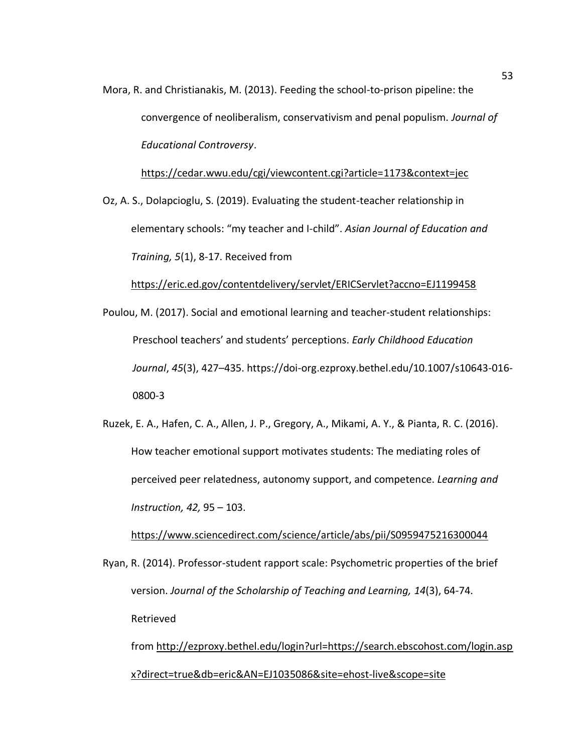Mora, R. and Christianakis, M. (2013). Feeding the school-to-prison pipeline: the convergence of neoliberalism, conservativism and penal populism. *Journal of Educational Controversy*. https://cedar.wwu.edu/cgi/viewcontent.cgi?article=1173&context=jec

Oz, A. S., Dolapcioglu, S. (2019). Evaluating the student-teacher relationship in elementary schools: "my teacher and I-child". *Asian Journal of Education and Training, 5*(1), 8-17. Received from https://eric.ed.gov/contentdelivery/servlet/ERICServlet?accno=EJ1199458

Poulou, M. (2017). Social and emotional learning and teacher-student relationships: Preschool teachers' and students' perceptions. *Early Childhood Education Journal*, *45*(3), 427–435. https://doi-org.ezproxy.bethel.edu/10.1007/s10643-016-0800-3

Ruzek, E. A., Hafen, C. A., Allen, J. P., Gregory, A., Mikami, A. Y., & Pianta, R. C. (2016). How teacher emotional support motivates students: The mediating roles of perceived peer relatedness, autonomy support, and competence. *Learning and Instruction, 42,* 95 – 103. https://www.sciencedirect.com/science/article/abs/pii/S0959475216300044

Ryan, R. (2014). Professor-student rapport scale: Psychometric properties of the brief version. *Journal of the Scholarship of Teaching and Learning, 14*(3), 64-74. Retrieved from http://ezproxy.bethel.edu/login?url=https://search.ebscohost.com/login.aspx?direct=true&db=eric&AN=EJ1035086&site=ehost-live&scope=site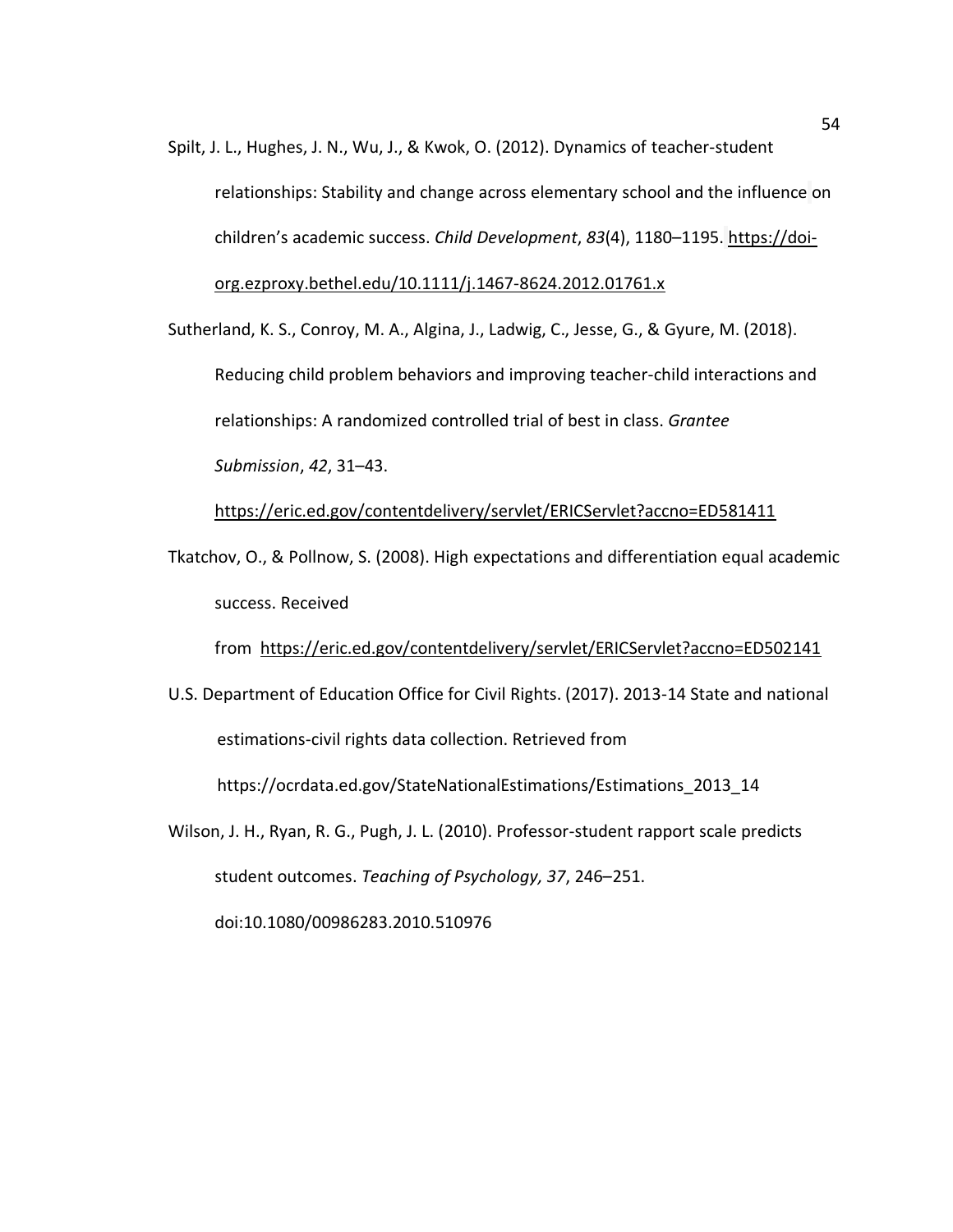Spilt, J. L., Hughes, J. N., Wu, J., & Kwok, O. (2012). Dynamics of teacher-student relationships: Stability and change across elementary school and the influence on children's academic success. *Child Development*, *83*(4), 1180–1195. https://doi-org.ezproxy.bethel.edu/10.1111/j.1467-8624.2012.01761.x

Sutherland, K. S., Conroy, M. A., Algina, J., Ladwig, C., Jesse, G., & Gyure, M. (2018). Reducing child problem behaviors and improving teacher-child interactions and relationships: A randomized controlled trial of best in class. *Grantee Submission*, *42*, 31–43. https://eric.ed.gov/contentdelivery/servlet/ERICServlet?accno=ED581411

Tkatchov, O., & Pollnow, S. (2008). High expectations and differentiation equal academic success. Received from https://eric.ed.gov/contentdelivery/servlet/ERICServlet?accno=ED502141

U.S. Department of Education Office for Civil Rights. (2017). 2013-14 State and national estimations-civil rights data collection. Retrieved from https://ocrdata.ed.gov/StateNationalEstimations/Estimations_2013_14

Wilson, J. H., Ryan, R. G., Pugh, J. L. (2010). Professor-student rapport scale predicts student outcomes. *Teaching of Psychology, 37*, 246–251. doi:10.1080/00986283.2010.510976